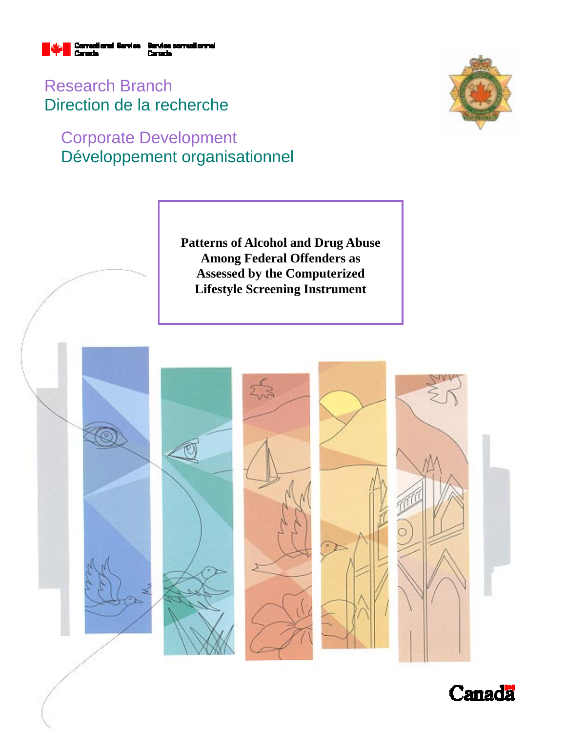Correctional Service Canada | Service correctionnel Canada

Research Branch
Direction de la recherche

Corporate Development
Développement organisationnel

# Patterns of Alcohol and Drug Abuse Among Federal Offenders as Assessed by the Computerized Lifestyle Screening Instrument

Canada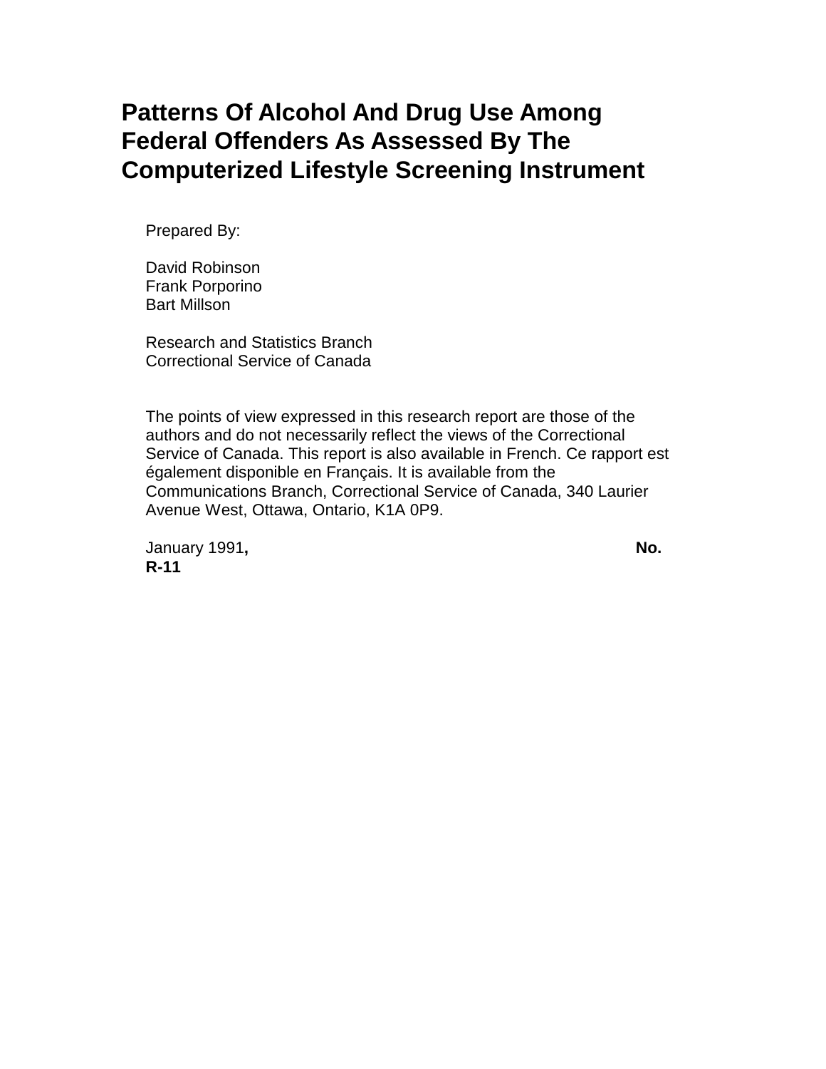# Patterns Of Alcohol And Drug Use Among Federal Offenders As Assessed By The Computerized Lifestyle Screening Instrument

Prepared By:

David Robinson
Frank Porporino
Bart Millson

Research and Statistics Branch
Correctional Service of Canada

The points of view expressed in this research report are those of the authors and do not necessarily reflect the views of the Correctional Service of Canada. This report is also available in French. Ce rapport est également disponible en Français. It is available from the Communications Branch, Correctional Service of Canada, 340 Laurier Avenue West, Ottawa, Ontario, K1A 0P9.

January 1991**,** **No. R-11**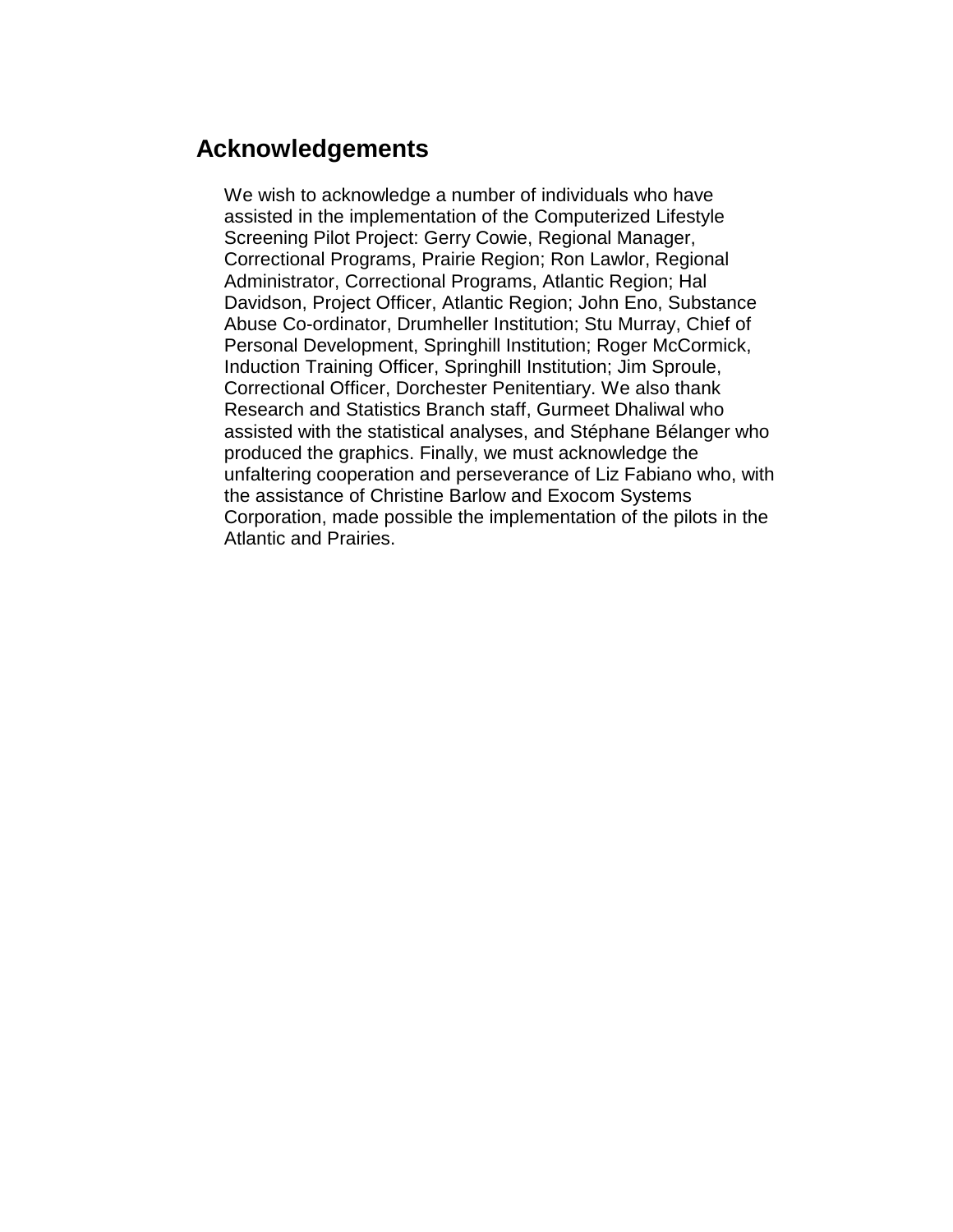## Acknowledgements

We wish to acknowledge a number of individuals who have assisted in the implementation of the Computerized Lifestyle Screening Pilot Project: Gerry Cowie, Regional Manager, Correctional Programs, Prairie Region; Ron Lawlor, Regional Administrator, Correctional Programs, Atlantic Region; Hal Davidson, Project Officer, Atlantic Region; John Eno, Substance Abuse Co-ordinator, Drumheller Institution; Stu Murray, Chief of Personal Development, Springhill Institution; Roger McCormick, Induction Training Officer, Springhill Institution; Jim Sproule, Correctional Officer, Dorchester Penitentiary. We also thank Research and Statistics Branch staff, Gurmeet Dhaliwal who assisted with the statistical analyses, and Stéphane Bélanger who produced the graphics. Finally, we must acknowledge the unfaltering cooperation and perseverance of Liz Fabiano who, with the assistance of Christine Barlow and Exocom Systems Corporation, made possible the implementation of the pilots in the Atlantic and Prairies.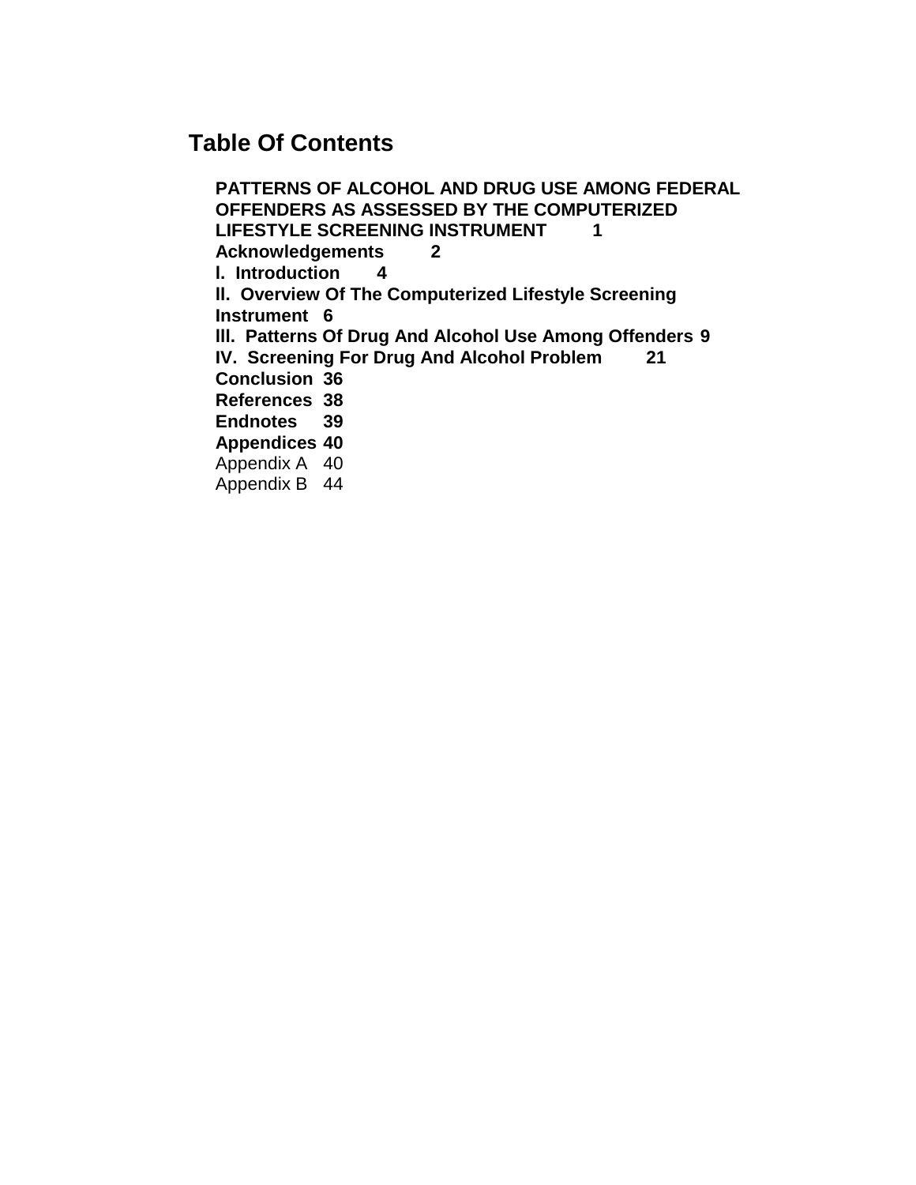## Table Of Contents

**PATTERNS OF ALCOHOL AND DRUG USE AMONG FEDERAL OFFENDERS AS ASSESSED BY THE COMPUTERIZED LIFESTYLE SCREENING INSTRUMENT 1**
**Acknowledgements 2**
**I. Introduction 4**
**II. Overview Of The Computerized Lifestyle Screening Instrument 6**
**III. Patterns Of Drug And Alcohol Use Among Offenders 9**
**IV. Screening For Drug And Alcohol Problem 21**
**Conclusion 36**
**References 38**
**Endnotes 39**
**Appendices 40**
Appendix A 40
Appendix B 44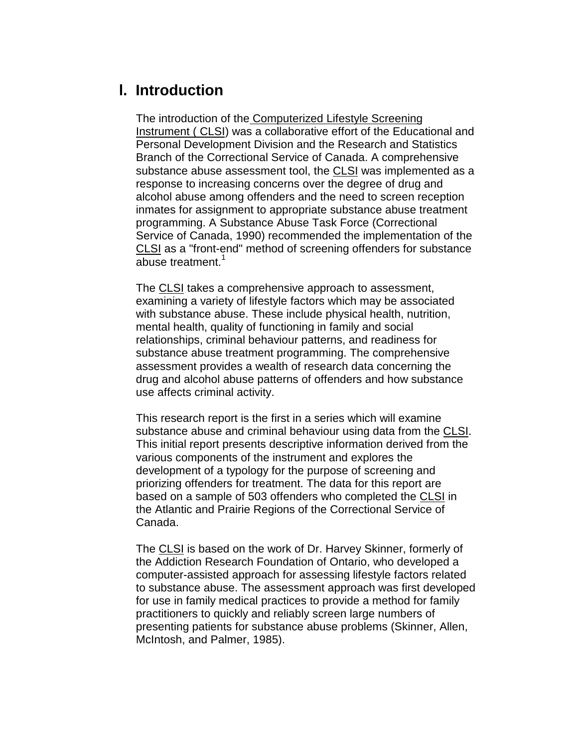# I. Introduction

The introduction of the Computerized Lifestyle Screening Instrument ( CLSI) was a collaborative effort of the Educational and Personal Development Division and the Research and Statistics Branch of the Correctional Service of Canada. A comprehensive substance abuse assessment tool, the CLSI was implemented as a response to increasing concerns over the degree of drug and alcohol abuse among offenders and the need to screen reception inmates for assignment to appropriate substance abuse treatment programming. A Substance Abuse Task Force (Correctional Service of Canada, 1990) recommended the implementation of the CLSI as a "front-end" method of screening offenders for substance abuse treatment.[1]

The CLSI takes a comprehensive approach to assessment, examining a variety of lifestyle factors which may be associated with substance abuse. These include physical health, nutrition, mental health, quality of functioning in family and social relationships, criminal behaviour patterns, and readiness for substance abuse treatment programming. The comprehensive assessment provides a wealth of research data concerning the drug and alcohol abuse patterns of offenders and how substance use affects criminal activity.

This research report is the first in a series which will examine substance abuse and criminal behaviour using data from the CLSI. This initial report presents descriptive information derived from the various components of the instrument and explores the development of a typology for the purpose of screening and priorizing offenders for treatment. The data for this report are based on a sample of 503 offenders who completed the CLSI in the Atlantic and Prairie Regions of the Correctional Service of Canada.

The CLSI is based on the work of Dr. Harvey Skinner, formerly of the Addiction Research Foundation of Ontario, who developed a computer-assisted approach for assessing lifestyle factors related to substance abuse. The assessment approach was first developed for use in family medical practices to provide a method for family practitioners to quickly and reliably screen large numbers of presenting patients for substance abuse problems (Skinner, Allen, McIntosh, and Palmer, 1985).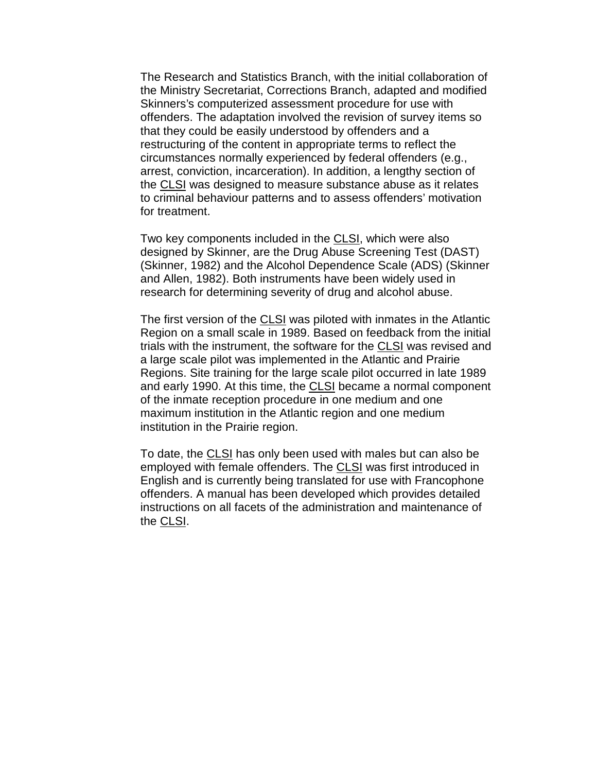The Research and Statistics Branch, with the initial collaboration of the Ministry Secretariat, Corrections Branch, adapted and modified Skinners's computerized assessment procedure for use with offenders. The adaptation involved the revision of survey items so that they could be easily understood by offenders and a restructuring of the content in appropriate terms to reflect the circumstances normally experienced by federal offenders (e.g., arrest, conviction, incarceration). In addition, a lengthy section of the CLSI was designed to measure substance abuse as it relates to criminal behaviour patterns and to assess offenders' motivation for treatment.

Two key components included in the CLSI, which were also designed by Skinner, are the Drug Abuse Screening Test (DAST) (Skinner, 1982) and the Alcohol Dependence Scale (ADS) (Skinner and Allen, 1982). Both instruments have been widely used in research for determining severity of drug and alcohol abuse.

The first version of the CLSI was piloted with inmates in the Atlantic Region on a small scale in 1989. Based on feedback from the initial trials with the instrument, the software for the CLSI was revised and a large scale pilot was implemented in the Atlantic and Prairie Regions. Site training for the large scale pilot occurred in late 1989 and early 1990. At this time, the CLSI became a normal component of the inmate reception procedure in one medium and one maximum institution in the Atlantic region and one medium institution in the Prairie region.

To date, the CLSI has only been used with males but can also be employed with female offenders. The CLSI was first introduced in English and is currently being translated for use with Francophone offenders. A manual has been developed which provides detailed instructions on all facets of the administration and maintenance of the CLSI.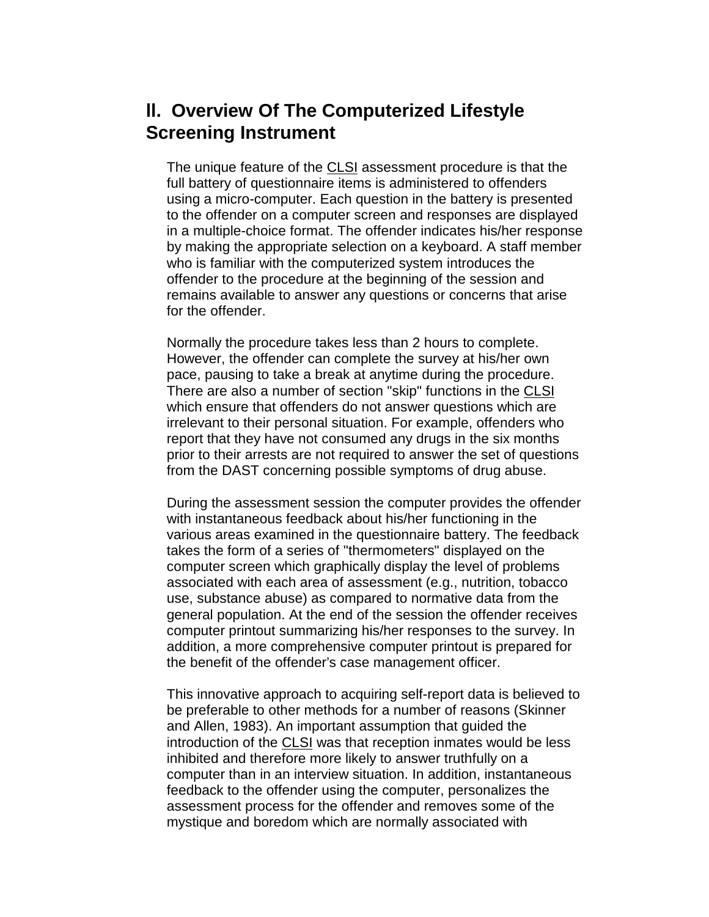## II. Overview Of The Computerized Lifestyle Screening Instrument

The unique feature of the CLSI assessment procedure is that the full battery of questionnaire items is administered to offenders using a micro-computer. Each question in the battery is presented to the offender on a computer screen and responses are displayed in a multiple-choice format. The offender indicates his/her response by making the appropriate selection on a keyboard. A staff member who is familiar with the computerized system introduces the offender to the procedure at the beginning of the session and remains available to answer any questions or concerns that arise for the offender.

Normally the procedure takes less than 2 hours to complete. However, the offender can complete the survey at his/her own pace, pausing to take a break at anytime during the procedure. There are also a number of section "skip" functions in the CLSI which ensure that offenders do not answer questions which are irrelevant to their personal situation. For example, offenders who report that they have not consumed any drugs in the six months prior to their arrests are not required to answer the set of questions from the DAST concerning possible symptoms of drug abuse.

During the assessment session the computer provides the offender with instantaneous feedback about his/her functioning in the various areas examined in the questionnaire battery. The feedback takes the form of a series of "thermometers" displayed on the computer screen which graphically display the level of problems associated with each area of assessment (e.g., nutrition, tobacco use, substance abuse) as compared to normative data from the general population. At the end of the session the offender receives computer printout summarizing his/her responses to the survey. In addition, a more comprehensive computer printout is prepared for the benefit of the offender's case management officer.

This innovative approach to acquiring self-report data is believed to be preferable to other methods for a number of reasons (Skinner and Allen, 1983). An important assumption that guided the introduction of the CLSI was that reception inmates would be less inhibited and therefore more likely to answer truthfully on a computer than in an interview situation. In addition, instantaneous feedback to the offender using the computer, personalizes the assessment process for the offender and removes some of the mystique and boredom which are normally associated with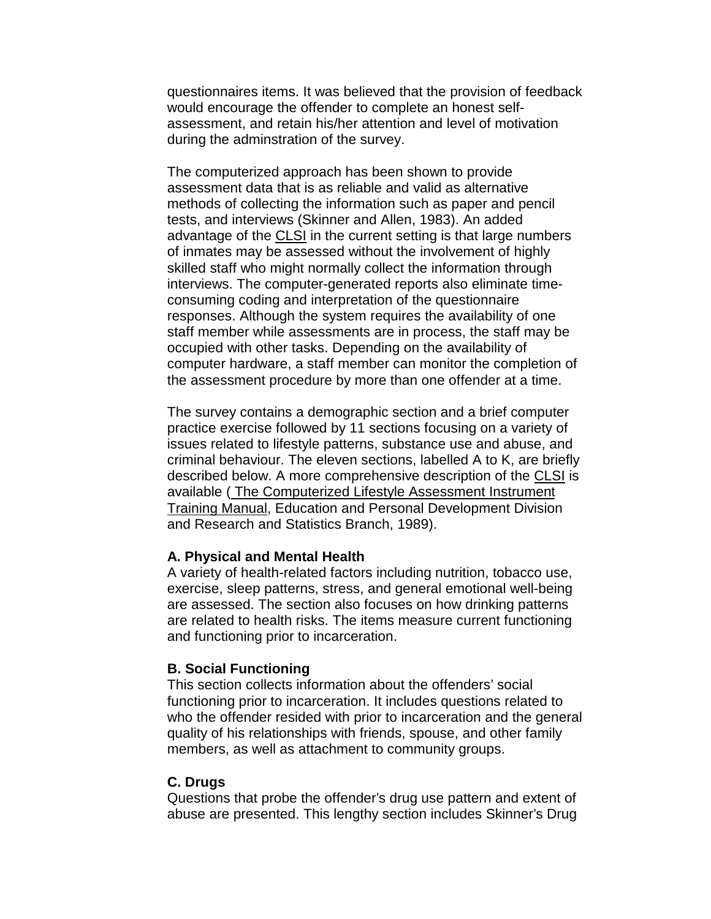questionnaires items. It was believed that the provision of feedback would encourage the offender to complete an honest self-assessment, and retain his/her attention and level of motivation during the adminstration of the survey.

The computerized approach has been shown to provide assessment data that is as reliable and valid as alternative methods of collecting the information such as paper and pencil tests, and interviews (Skinner and Allen, 1983). An added advantage of the CLSI in the current setting is that large numbers of inmates may be assessed without the involvement of highly skilled staff who might normally collect the information through interviews. The computer-generated reports also eliminate time-consuming coding and interpretation of the questionnaire responses. Although the system requires the availability of one staff member while assessments are in process, the staff may be occupied with other tasks. Depending on the availability of computer hardware, a staff member can monitor the completion of the assessment procedure by more than one offender at a time.

The survey contains a demographic section and a brief computer practice exercise followed by 11 sections focusing on a variety of issues related to lifestyle patterns, substance use and abuse, and criminal behaviour. The eleven sections, labelled A to K, are briefly described below. A more comprehensive description of the CLSI is available ( The Computerized Lifestyle Assessment Instrument Training Manual, Education and Personal Development Division and Research and Statistics Branch, 1989).

**A. Physical and Mental Health**

A variety of health-related factors including nutrition, tobacco use, exercise, sleep patterns, stress, and general emotional well-being are assessed. The section also focuses on how drinking patterns are related to health risks. The items measure current functioning and functioning prior to incarceration.

**B. Social Functioning**

This section collects information about the offenders' social functioning prior to incarceration. It includes questions related to who the offender resided with prior to incarceration and the general quality of his relationships with friends, spouse, and other family members, as well as attachment to community groups.

**C. Drugs**

Questions that probe the offender's drug use pattern and extent of abuse are presented. This lengthy section includes Skinner's Drug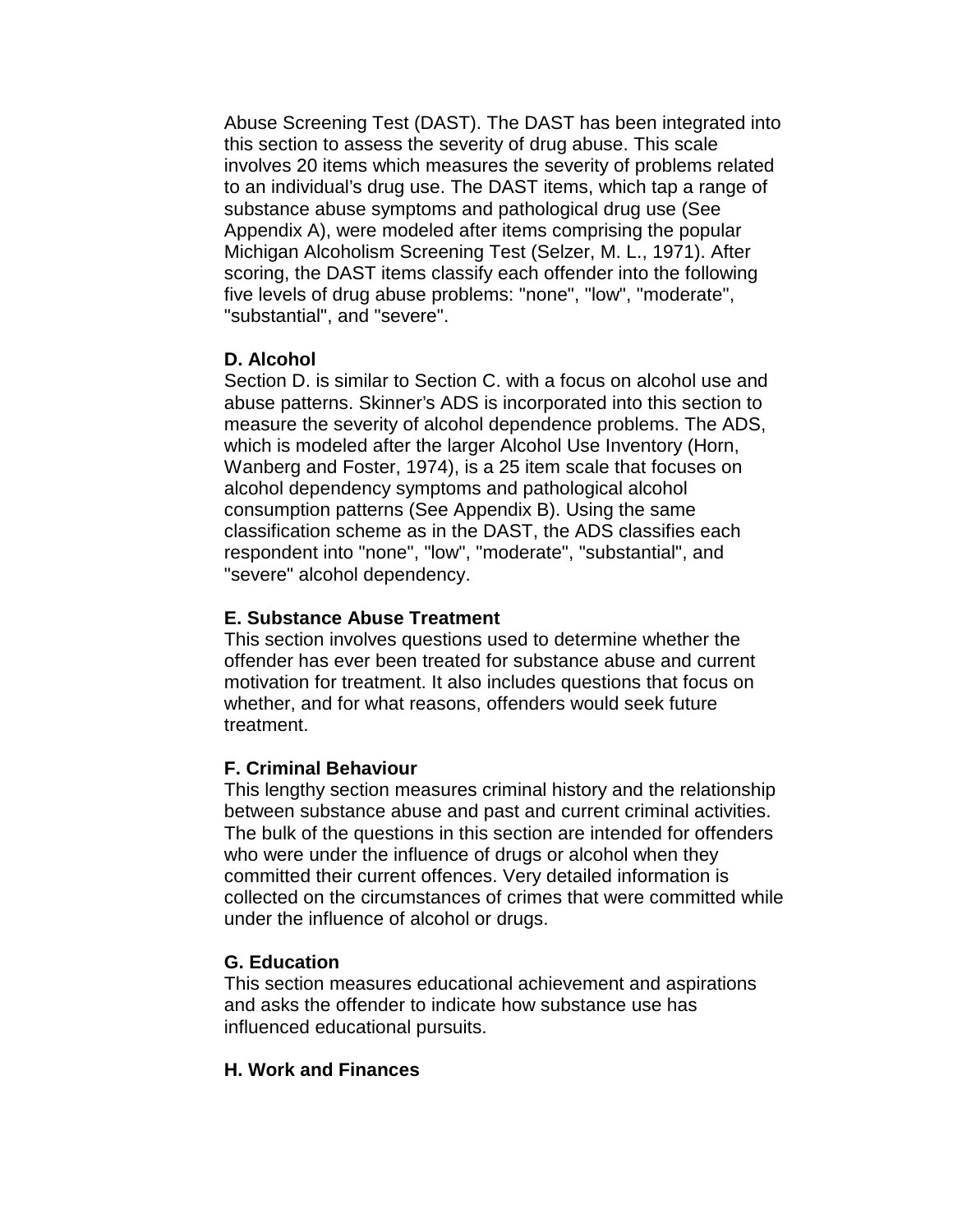Abuse Screening Test (DAST). The DAST has been integrated into this section to assess the severity of drug abuse. This scale involves 20 items which measures the severity of problems related to an individual's drug use. The DAST items, which tap a range of substance abuse symptoms and pathological drug use (See Appendix A), were modeled after items comprising the popular Michigan Alcoholism Screening Test (Selzer, M. L., 1971). After scoring, the DAST items classify each offender into the following five levels of drug abuse problems: "none", "low", "moderate", "substantial", and "severe".

**D. Alcohol**
Section D. is similar to Section C. with a focus on alcohol use and abuse patterns. Skinner's ADS is incorporated into this section to measure the severity of alcohol dependence problems. The ADS, which is modeled after the larger Alcohol Use Inventory (Horn, Wanberg and Foster, 1974), is a 25 item scale that focuses on alcohol dependency symptoms and pathological alcohol consumption patterns (See Appendix B). Using the same classification scheme as in the DAST, the ADS classifies each respondent into "none", "low", "moderate", "substantial", and "severe" alcohol dependency.

**E. Substance Abuse Treatment**
This section involves questions used to determine whether the offender has ever been treated for substance abuse and current motivation for treatment. It also includes questions that focus on whether, and for what reasons, offenders would seek future treatment.

**F. Criminal Behaviour**
This lengthy section measures criminal history and the relationship between substance abuse and past and current criminal activities. The bulk of the questions in this section are intended for offenders who were under the influence of drugs or alcohol when they committed their current offences. Very detailed information is collected on the circumstances of crimes that were committed while under the influence of alcohol or drugs.

**G. Education**
This section measures educational achievement and aspirations and asks the offender to indicate how substance use has influenced educational pursuits.

**H. Work and Finances**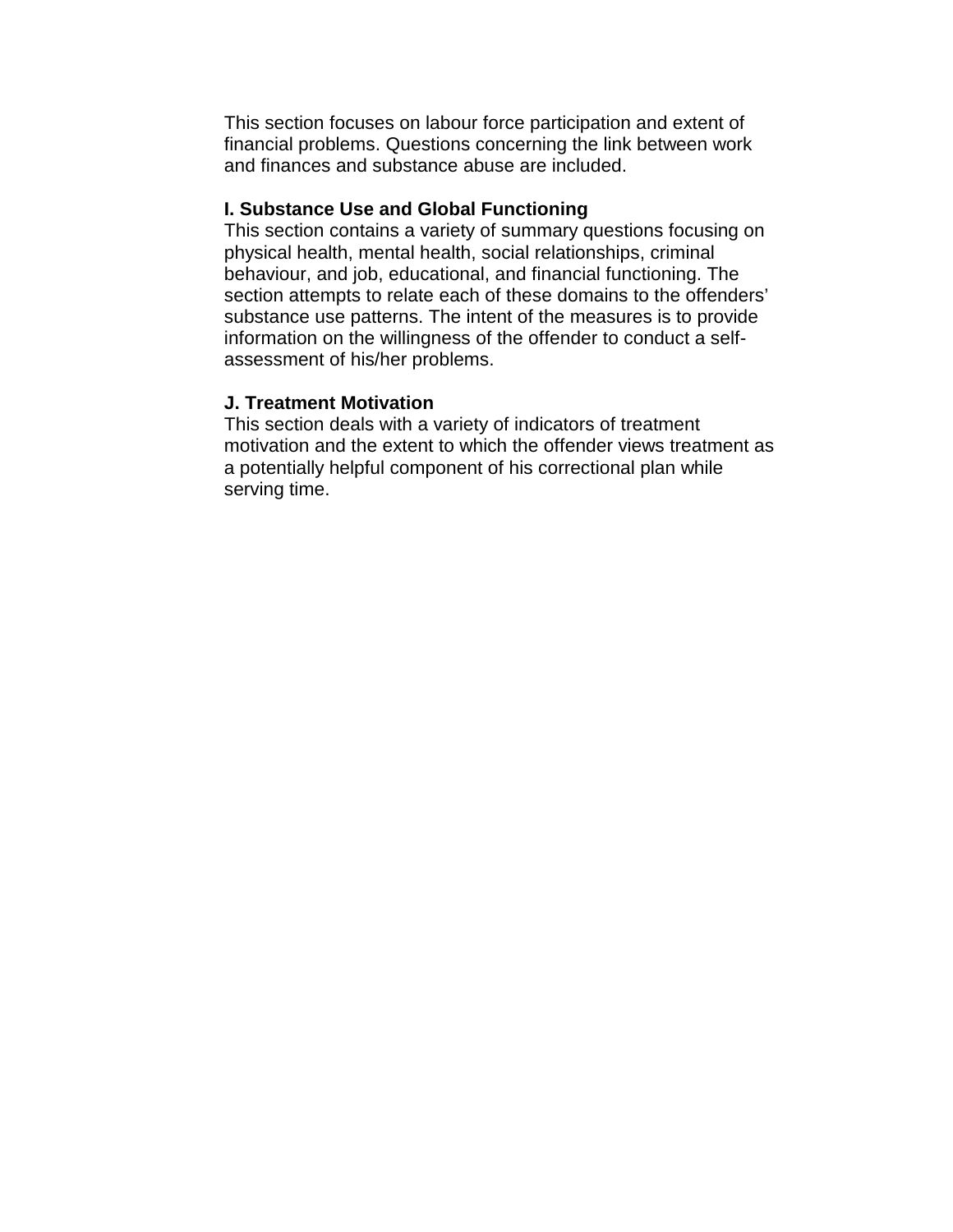This section focuses on labour force participation and extent of financial problems. Questions concerning the link between work and finances and substance abuse are included.

**I. Substance Use and Global Functioning**

This section contains a variety of summary questions focusing on physical health, mental health, social relationships, criminal behaviour, and job, educational, and financial functioning. The section attempts to relate each of these domains to the offenders' substance use patterns. The intent of the measures is to provide information on the willingness of the offender to conduct a self-assessment of his/her problems.

**J. Treatment Motivation**

This section deals with a variety of indicators of treatment motivation and the extent to which the offender views treatment as a potentially helpful component of his correctional plan while serving time.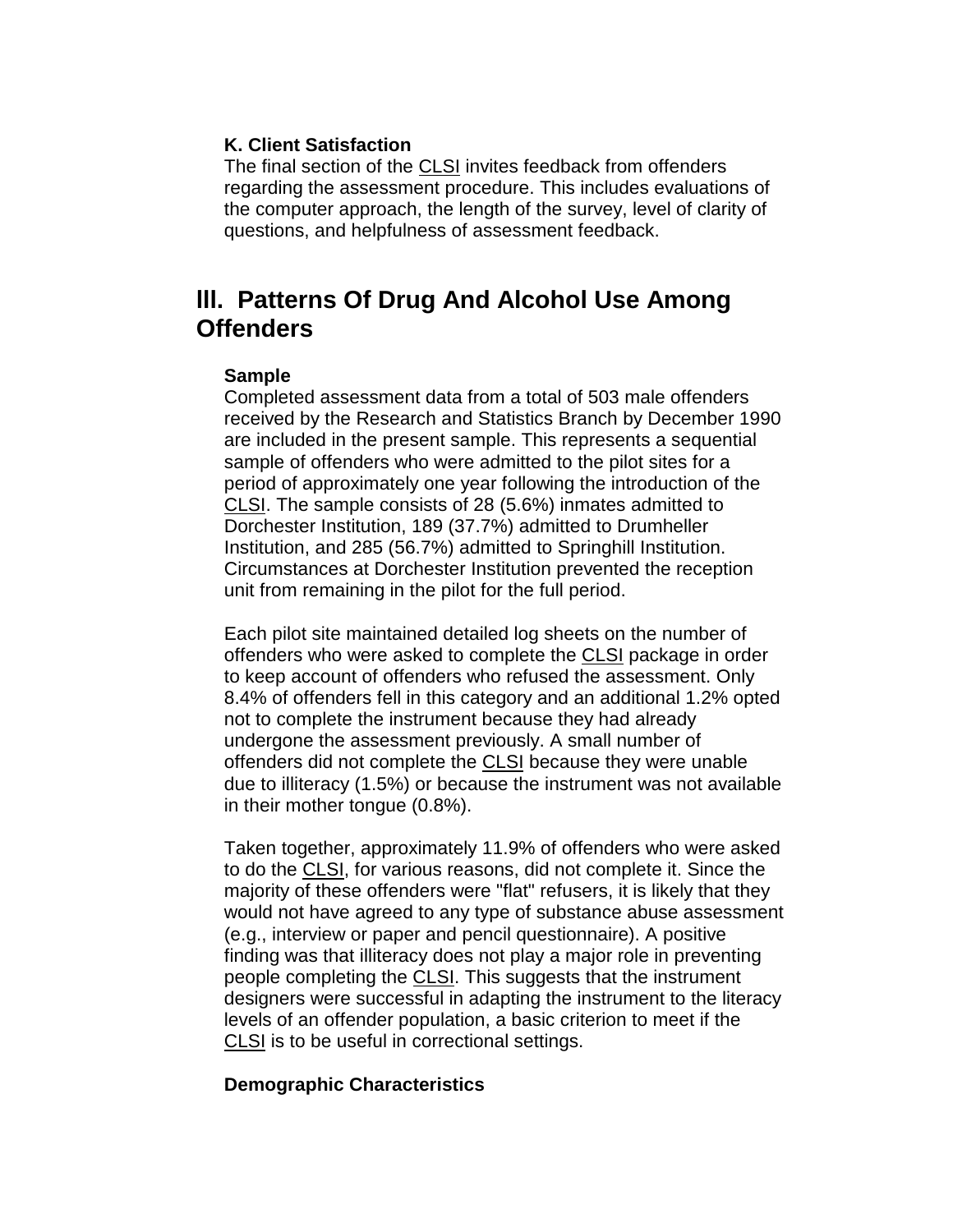### K. Client Satisfaction

The final section of the CLSI invites feedback from offenders regarding the assessment procedure. This includes evaluations of the computer approach, the length of the survey, level of clarity of questions, and helpfulness of assessment feedback.

## III. Patterns Of Drug And Alcohol Use Among Offenders

### Sample

Completed assessment data from a total of 503 male offenders received by the Research and Statistics Branch by December 1990 are included in the present sample. This represents a sequential sample of offenders who were admitted to the pilot sites for a period of approximately one year following the introduction of the CLSI. The sample consists of 28 (5.6%) inmates admitted to Dorchester Institution, 189 (37.7%) admitted to Drumheller Institution, and 285 (56.7%) admitted to Springhill Institution. Circumstances at Dorchester Institution prevented the reception unit from remaining in the pilot for the full period.

Each pilot site maintained detailed log sheets on the number of offenders who were asked to complete the CLSI package in order to keep account of offenders who refused the assessment. Only 8.4% of offenders fell in this category and an additional 1.2% opted not to complete the instrument because they had already undergone the assessment previously. A small number of offenders did not complete the CLSI because they were unable due to illiteracy (1.5%) or because the instrument was not available in their mother tongue (0.8%).

Taken together, approximately 11.9% of offenders who were asked to do the CLSI, for various reasons, did not complete it. Since the majority of these offenders were "flat" refusers, it is likely that they would not have agreed to any type of substance abuse assessment (e.g., interview or paper and pencil questionnaire). A positive finding was that illiteracy does not play a major role in preventing people completing the CLSI. This suggests that the instrument designers were successful in adapting the instrument to the literacy levels of an offender population, a basic criterion to meet if the CLSI is to be useful in correctional settings.

### Demographic Characteristics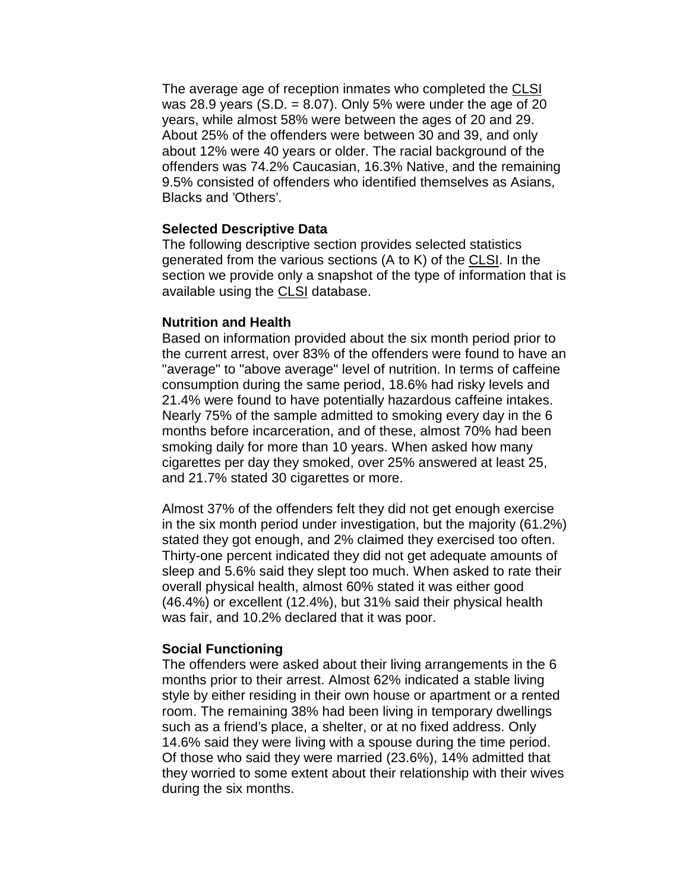The average age of reception inmates who completed the CLSI was 28.9 years (S.D. = 8.07). Only 5% were under the age of 20 years, while almost 58% were between the ages of 20 and 29. About 25% of the offenders were between 30 and 39, and only about 12% were 40 years or older. The racial background of the offenders was 74.2% Caucasian, 16.3% Native, and the remaining 9.5% consisted of offenders who identified themselves as Asians, Blacks and 'Others'.

**Selected Descriptive Data**

The following descriptive section provides selected statistics generated from the various sections (A to K) of the CLSI. In the section we provide only a snapshot of the type of information that is available using the CLSI database.

**Nutrition and Health**

Based on information provided about the six month period prior to the current arrest, over 83% of the offenders were found to have an "average" to "above average" level of nutrition. In terms of caffeine consumption during the same period, 18.6% had risky levels and 21.4% were found to have potentially hazardous caffeine intakes. Nearly 75% of the sample admitted to smoking every day in the 6 months before incarceration, and of these, almost 70% had been smoking daily for more than 10 years. When asked how many cigarettes per day they smoked, over 25% answered at least 25, and 21.7% stated 30 cigarettes or more.

Almost 37% of the offenders felt they did not get enough exercise in the six month period under investigation, but the majority (61.2%) stated they got enough, and 2% claimed they exercised too often. Thirty-one percent indicated they did not get adequate amounts of sleep and 5.6% said they slept too much. When asked to rate their overall physical health, almost 60% stated it was either good (46.4%) or excellent (12.4%), but 31% said their physical health was fair, and 10.2% declared that it was poor.

**Social Functioning**

The offenders were asked about their living arrangements in the 6 months prior to their arrest. Almost 62% indicated a stable living style by either residing in their own house or apartment or a rented room. The remaining 38% had been living in temporary dwellings such as a friend's place, a shelter, or at no fixed address. Only 14.6% said they were living with a spouse during the time period. Of those who said they were married (23.6%), 14% admitted that they worried to some extent about their relationship with their wives during the six months.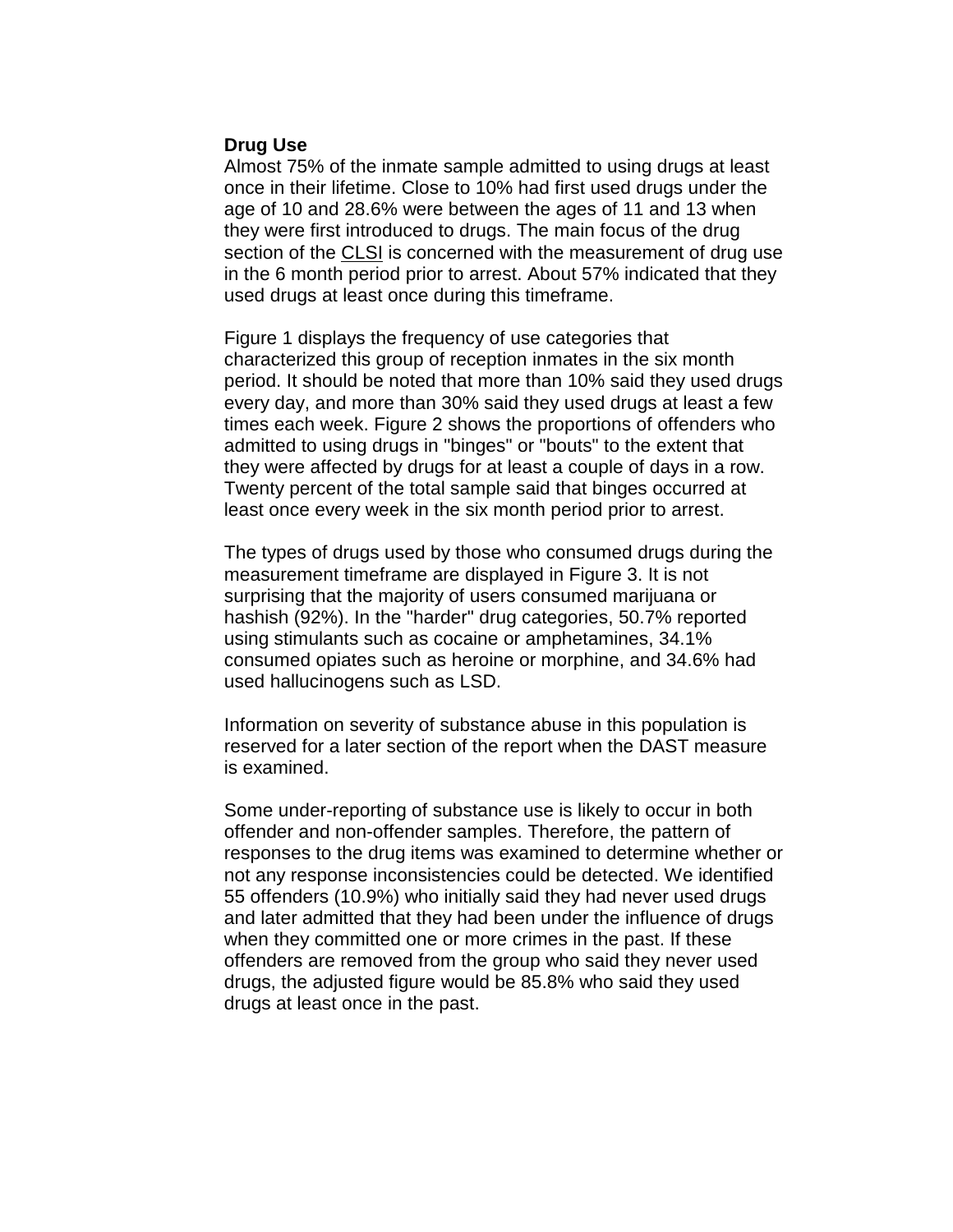**Drug Use**

Almost 75% of the inmate sample admitted to using drugs at least once in their lifetime. Close to 10% had first used drugs under the age of 10 and 28.6% were between the ages of 11 and 13 when they were first introduced to drugs. The main focus of the drug section of the CLSI is concerned with the measurement of drug use in the 6 month period prior to arrest. About 57% indicated that they used drugs at least once during this timeframe.

Figure 1 displays the frequency of use categories that characterized this group of reception inmates in the six month period. It should be noted that more than 10% said they used drugs every day, and more than 30% said they used drugs at least a few times each week. Figure 2 shows the proportions of offenders who admitted to using drugs in "binges" or "bouts" to the extent that they were affected by drugs for at least a couple of days in a row. Twenty percent of the total sample said that binges occurred at least once every week in the six month period prior to arrest.

The types of drugs used by those who consumed drugs during the measurement timeframe are displayed in Figure 3. It is not surprising that the majority of users consumed marijuana or hashish (92%). In the "harder" drug categories, 50.7% reported using stimulants such as cocaine or amphetamines, 34.1% consumed opiates such as heroine or morphine, and 34.6% had used hallucinogens such as LSD.

Information on severity of substance abuse in this population is reserved for a later section of the report when the DAST measure is examined.

Some under-reporting of substance use is likely to occur in both offender and non-offender samples. Therefore, the pattern of responses to the drug items was examined to determine whether or not any response inconsistencies could be detected. We identified 55 offenders (10.9%) who initially said they had never used drugs and later admitted that they had been under the influence of drugs when they committed one or more crimes in the past. If these offenders are removed from the group who said they never used drugs, the adjusted figure would be 85.8% who said they used drugs at least once in the past.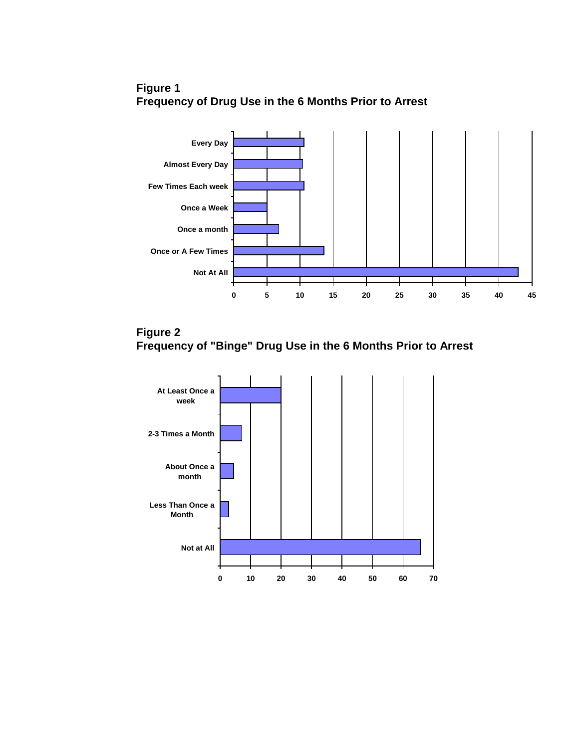**Figure 1**
**Frequency of Drug Use in the 6 Months Prior to Arrest**

**Figure 2**
**Frequency of "Binge" Drug Use in the 6 Months Prior to Arrest**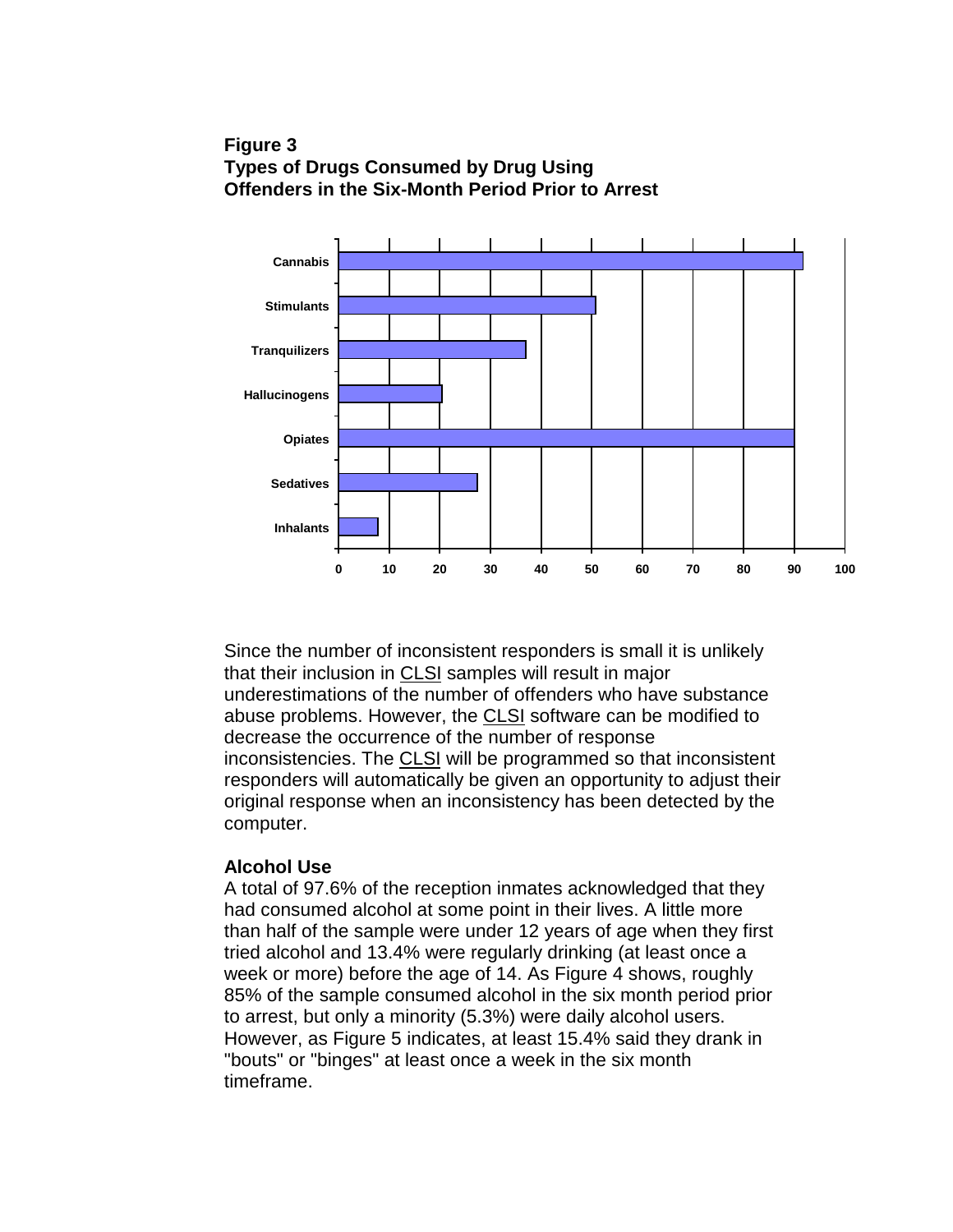**Figure 3**
**Types of Drugs Consumed by Drug Using Offenders in the Six-Month Period Prior to Arrest**

Since the number of inconsistent responders is small it is unlikely that their inclusion in CLSI samples will result in major underestimations of the number of offenders who have substance abuse problems. However, the CLSI software can be modified to decrease the occurrence of the number of response inconsistencies. The CLSI will be programmed so that inconsistent responders will automatically be given an opportunity to adjust their original response when an inconsistency has been detected by the computer.

**Alcohol Use**

A total of 97.6% of the reception inmates acknowledged that they had consumed alcohol at some point in their lives. A little more than half of the sample were under 12 years of age when they first tried alcohol and 13.4% were regularly drinking (at least once a week or more) before the age of 14. As Figure 4 shows, roughly 85% of the sample consumed alcohol in the six month period prior to arrest, but only a minority (5.3%) were daily alcohol users. However, as Figure 5 indicates, at least 15.4% said they drank in "bouts" or "binges" at least once a week in the six month timeframe.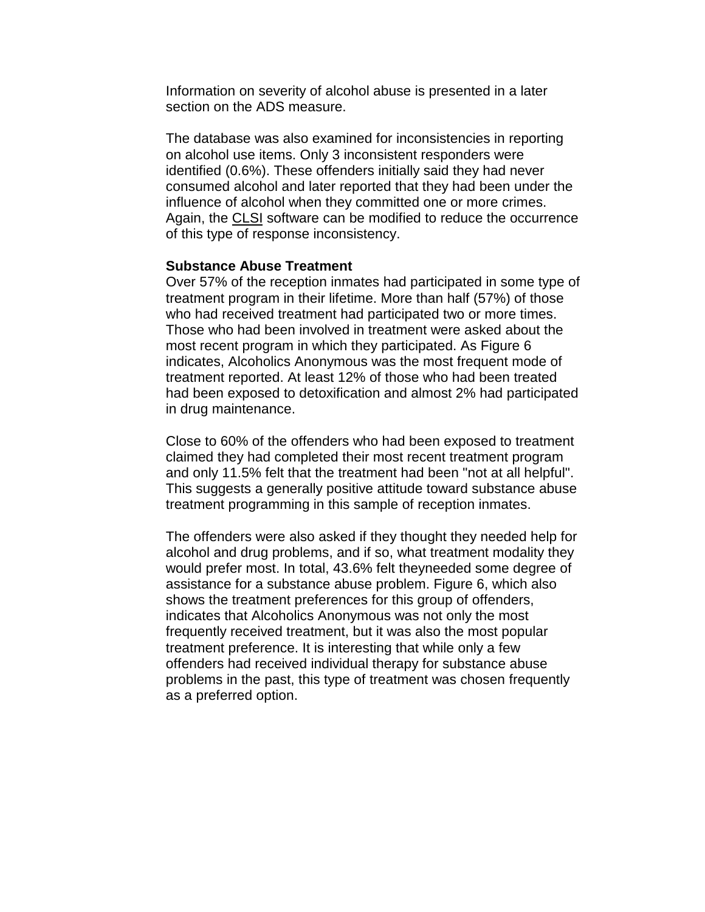Information on severity of alcohol abuse is presented in a later section on the ADS measure.

The database was also examined for inconsistencies in reporting on alcohol use items. Only 3 inconsistent responders were identified (0.6%). These offenders initially said they had never consumed alcohol and later reported that they had been under the influence of alcohol when they committed one or more crimes. Again, the CLSI software can be modified to reduce the occurrence of this type of response inconsistency.

**Substance Abuse Treatment**

Over 57% of the reception inmates had participated in some type of treatment program in their lifetime. More than half (57%) of those who had received treatment had participated two or more times. Those who had been involved in treatment were asked about the most recent program in which they participated. As Figure 6 indicates, Alcoholics Anonymous was the most frequent mode of treatment reported. At least 12% of those who had been treated had been exposed to detoxification and almost 2% had participated in drug maintenance.

Close to 60% of the offenders who had been exposed to treatment claimed they had completed their most recent treatment program and only 11.5% felt that the treatment had been "not at all helpful". This suggests a generally positive attitude toward substance abuse treatment programming in this sample of reception inmates.

The offenders were also asked if they thought they needed help for alcohol and drug problems, and if so, what treatment modality they would prefer most. In total, 43.6% felt theyneeded some degree of assistance for a substance abuse problem. Figure 6, which also shows the treatment preferences for this group of offenders, indicates that Alcoholics Anonymous was not only the most frequently received treatment, but it was also the most popular treatment preference. It is interesting that while only a few offenders had received individual therapy for substance abuse problems in the past, this type of treatment was chosen frequently as a preferred option.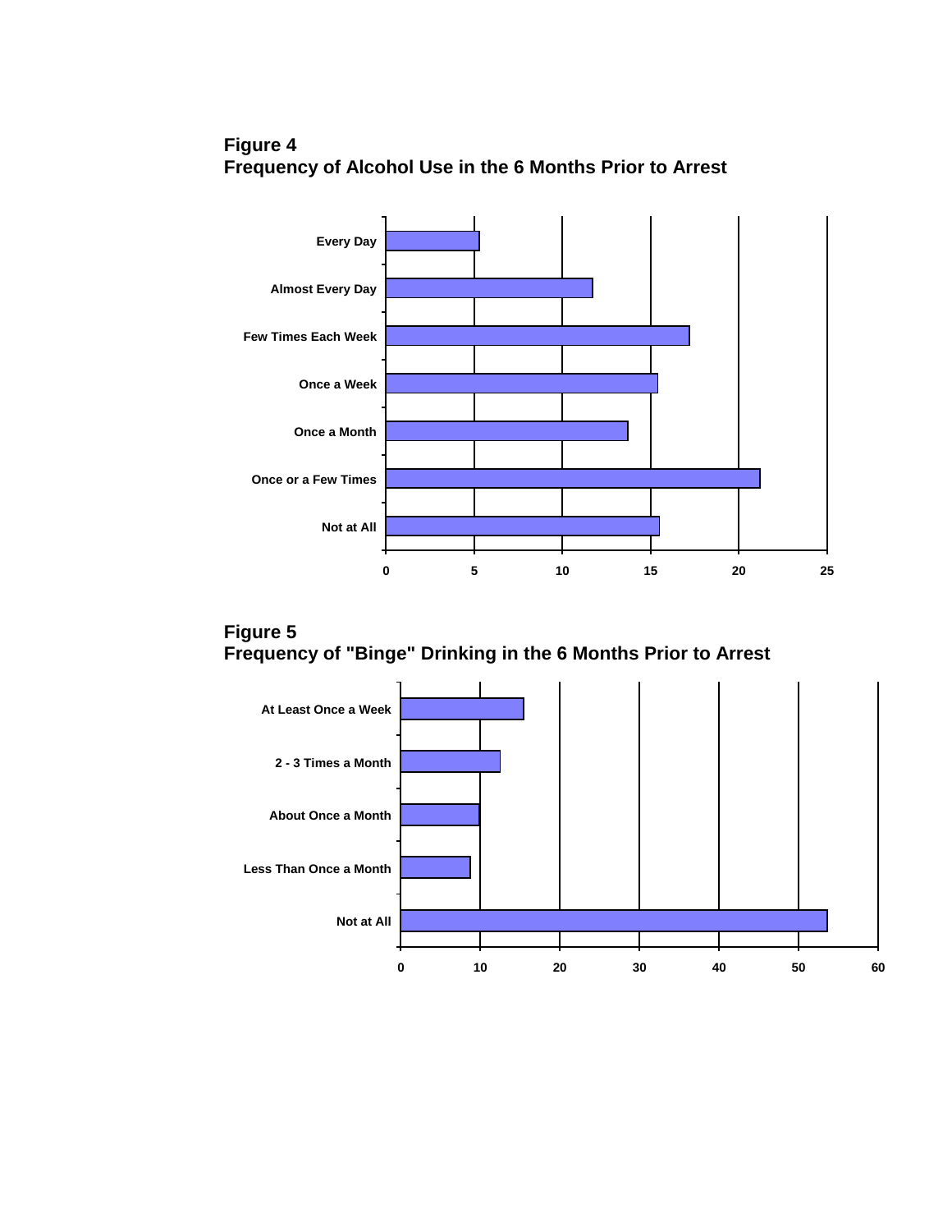**Figure 4**
**Frequency of Alcohol Use in the 6 Months Prior to Arrest**

**Figure 5**
**Frequency of "Binge" Drinking in the 6 Months Prior to Arrest**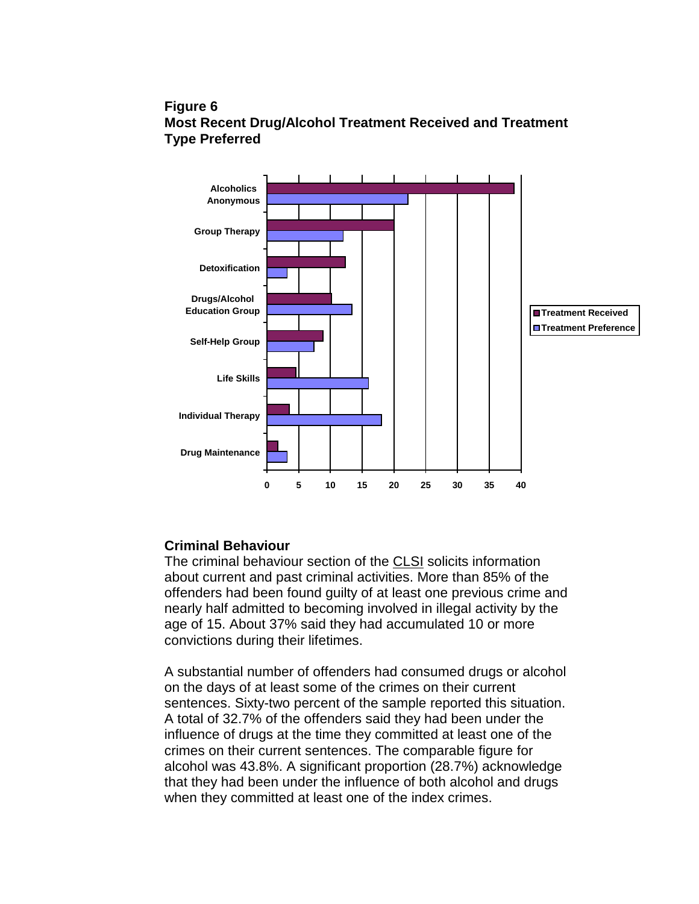**Figure 6**
**Most Recent Drug/Alcohol Treatment Received and Treatment Type Preferred**

## Criminal Behaviour

The criminal behaviour section of the CLSI solicits information about current and past criminal activities. More than 85% of the offenders had been found guilty of at least one previous crime and nearly half admitted to becoming involved in illegal activity by the age of 15. About 37% said they had accumulated 10 or more convictions during their lifetimes.

A substantial number of offenders had consumed drugs or alcohol on the days of at least some of the crimes on their current sentences. Sixty-two percent of the sample reported this situation. A total of 32.7% of the offenders said they had been under the influence of drugs at the time they committed at least one of the crimes on their current sentences. The comparable figure for alcohol was 43.8%. A significant proportion (28.7%) acknowledge that they had been under the influence of both alcohol and drugs when they committed at least one of the index crimes.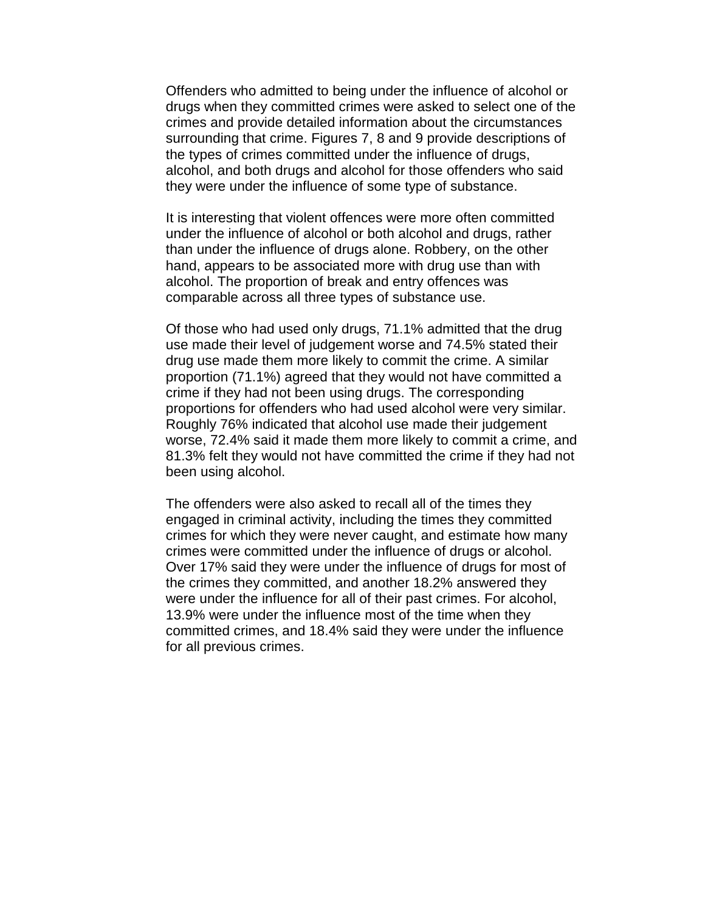Offenders who admitted to being under the influence of alcohol or drugs when they committed crimes were asked to select one of the crimes and provide detailed information about the circumstances surrounding that crime. Figures 7, 8 and 9 provide descriptions of the types of crimes committed under the influence of drugs, alcohol, and both drugs and alcohol for those offenders who said they were under the influence of some type of substance.

It is interesting that violent offences were more often committed under the influence of alcohol or both alcohol and drugs, rather than under the influence of drugs alone. Robbery, on the other hand, appears to be associated more with drug use than with alcohol. The proportion of break and entry offences was comparable across all three types of substance use.

Of those who had used only drugs, 71.1% admitted that the drug use made their level of judgement worse and 74.5% stated their drug use made them more likely to commit the crime. A similar proportion (71.1%) agreed that they would not have committed a crime if they had not been using drugs. The corresponding proportions for offenders who had used alcohol were very similar. Roughly 76% indicated that alcohol use made their judgement worse, 72.4% said it made them more likely to commit a crime, and 81.3% felt they would not have committed the crime if they had not been using alcohol.

The offenders were also asked to recall all of the times they engaged in criminal activity, including the times they committed crimes for which they were never caught, and estimate how many crimes were committed under the influence of drugs or alcohol. Over 17% said they were under the influence of drugs for most of the crimes they committed, and another 18.2% answered they were under the influence for all of their past crimes. For alcohol, 13.9% were under the influence most of the time when they committed crimes, and 18.4% said they were under the influence for all previous crimes.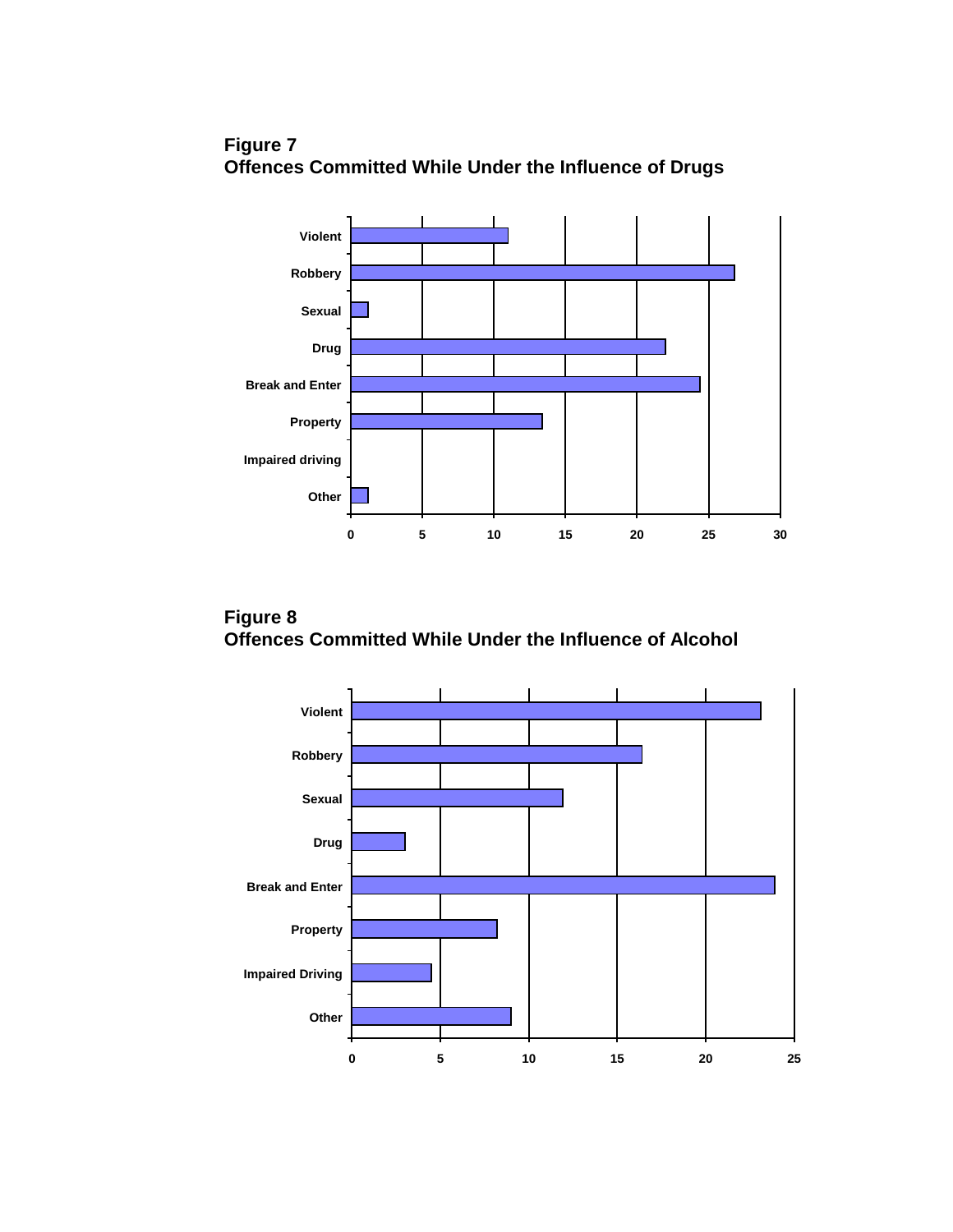**Figure 7**
**Offences Committed While Under the Influence of Drugs**

**Figure 8**
**Offences Committed While Under the Influence of Alcohol**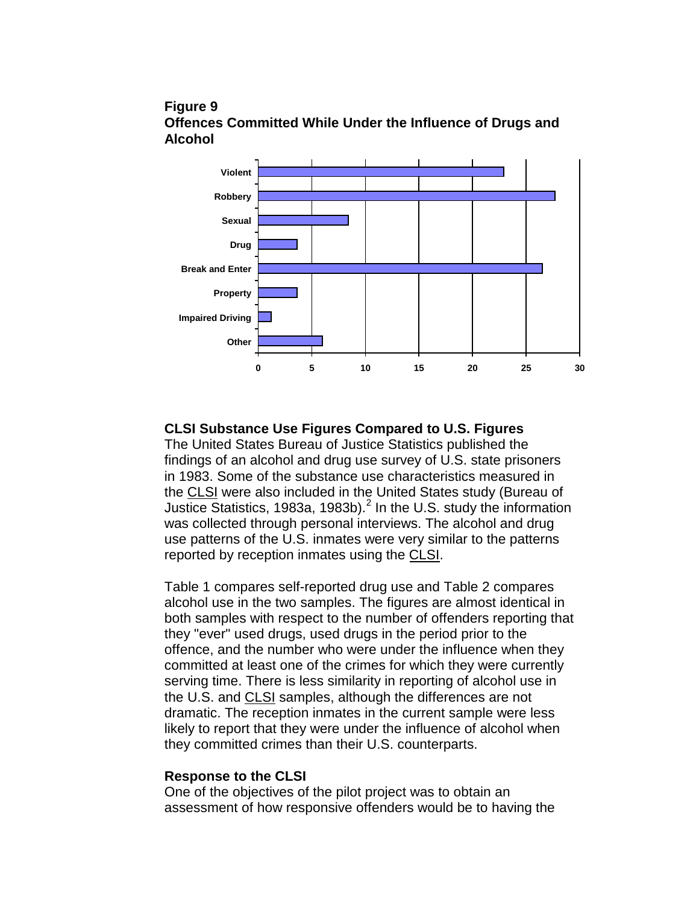**Figure 9**
**Offences Committed While Under the Influence of Drugs and Alcohol**

**CLSI Substance Use Figures Compared to U.S. Figures**

The United States Bureau of Justice Statistics published the findings of an alcohol and drug use survey of U.S. state prisoners in 1983. Some of the substance use characteristics measured in the CLSI were also included in the United States study (Bureau of Justice Statistics, 1983a, 1983b).[2] In the U.S. study the information was collected through personal interviews. The alcohol and drug use patterns of the U.S. inmates were very similar to the patterns reported by reception inmates using the CLSI.

Table 1 compares self-reported drug use and Table 2 compares alcohol use in the two samples. The figures are almost identical in both samples with respect to the number of offenders reporting that they "ever" used drugs, used drugs in the period prior to the offence, and the number who were under the influence when they committed at least one of the crimes for which they were currently serving time. There is less similarity in reporting of alcohol use in the U.S. and CLSI samples, although the differences are not dramatic. The reception inmates in the current sample were less likely to report that they were under the influence of alcohol when they committed crimes than their U.S. counterparts.

**Response to the CLSI**

One of the objectives of the pilot project was to obtain an assessment of how responsive offenders would be to having the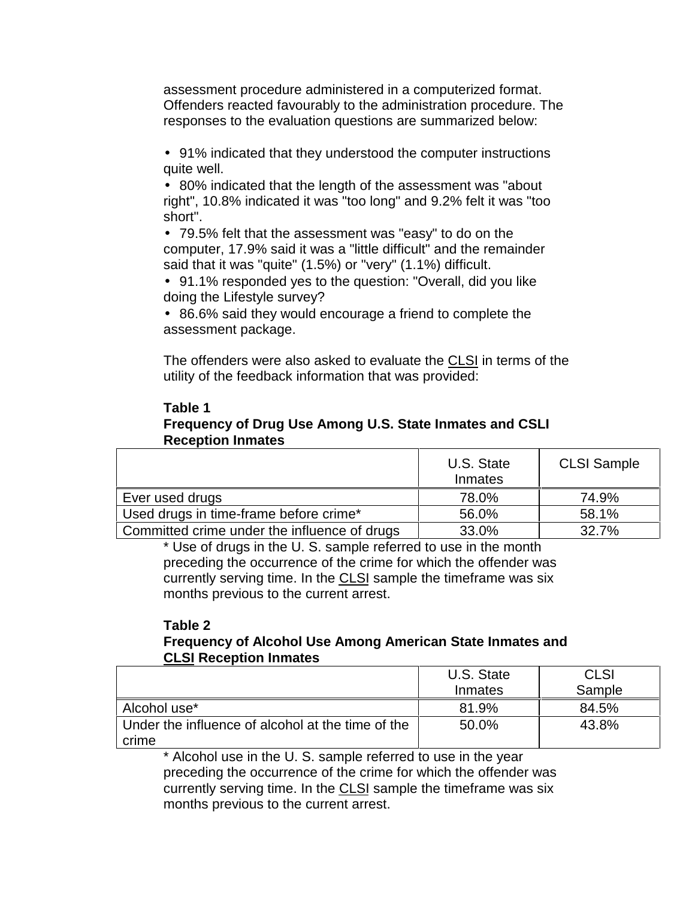assessment procedure administered in a computerized format. Offenders reacted favourably to the administration procedure. The responses to the evaluation questions are summarized below:

- 91% indicated that they understood the computer instructions quite well.
- 80% indicated that the length of the assessment was "about right", 10.8% indicated it was "too long" and 9.2% felt it was "too short".
- 79.5% felt that the assessment was "easy" to do on the computer, 17.9% said it was a "little difficult" and the remainder said that it was "quite" (1.5%) or "very" (1.1%) difficult.
- 91.1% responded yes to the question: "Overall, did you like doing the Lifestyle survey?
- 86.6% said they would encourage a friend to complete the assessment package.

The offenders were also asked to evaluate the CLSI in terms of the utility of the feedback information that was provided:

**Table 1**
**Frequency of Drug Use Among U.S. State Inmates and CSLI Reception Inmates**

| | U.S. State Inmates | CLSI Sample |
|---|---|---|
| Ever used drugs | 78.0% | 74.9% |
| Used drugs in time-frame before crime* | 56.0% | 58.1% |
| Committed crime under the influence of drugs | 33.0% | 32.7% |

* Use of drugs in the U. S. sample referred to use in the month preceding the occurrence of the crime for which the offender was currently serving time. In the CLSI sample the timeframe was six months previous to the current arrest.

**Table 2**
**Frequency of Alcohol Use Among American State Inmates and CLSI Reception Inmates**

| | U.S. State Inmates | CLSI Sample |
|---|---|---|
| Alcohol use* | 81.9% | 84.5% |
| Under the influence of alcohol at the time of the crime | 50.0% | 43.8% |

* Alcohol use in the U. S. sample referred to use in the year preceding the occurrence of the crime for which the offender was currently serving time. In the CLSI sample the timeframe was six months previous to the current arrest.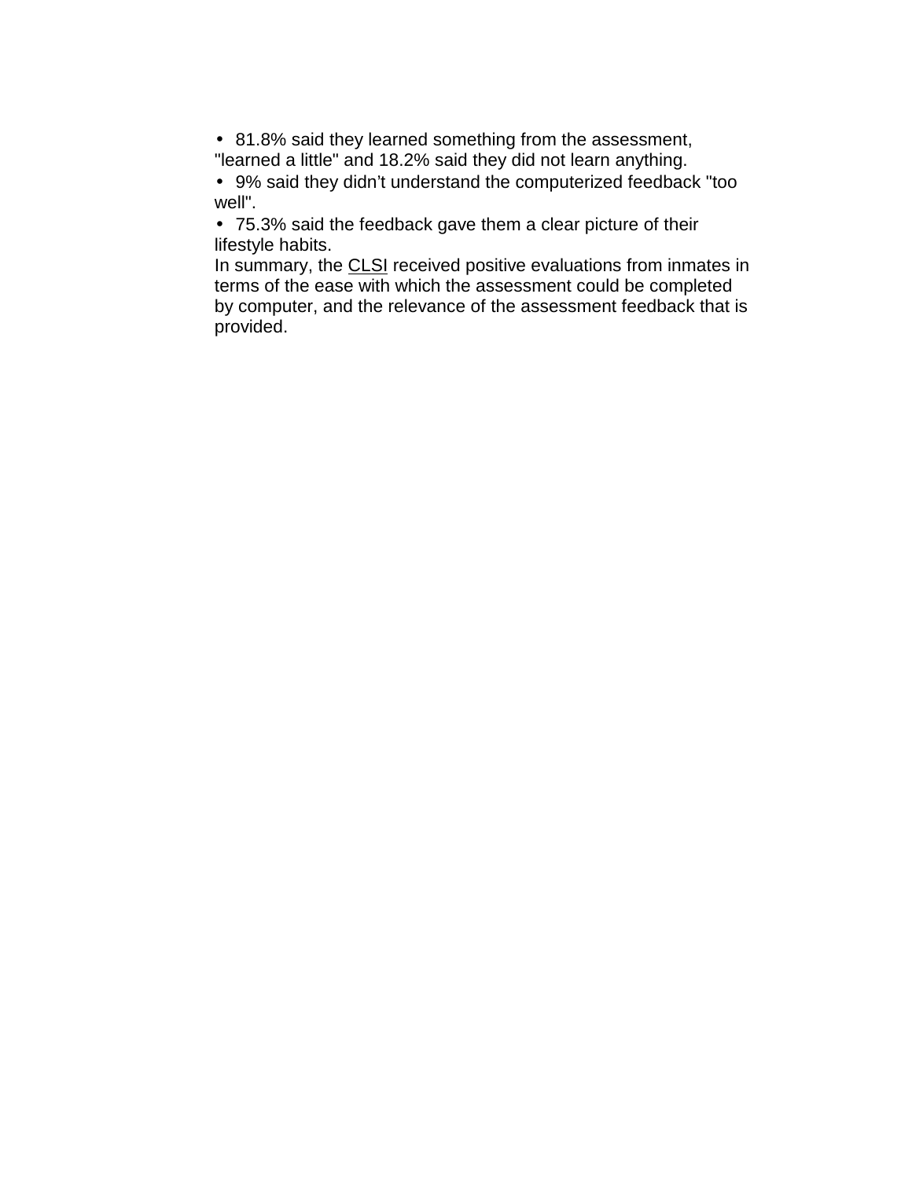- 81.8% said they learned something from the assessment, "learned a little" and 18.2% said they did not learn anything.
- 9% said they didn't understand the computerized feedback "too well".
- 75.3% said the feedback gave them a clear picture of their lifestyle habits.

In summary, the CLSI received positive evaluations from inmates in terms of the ease with which the assessment could be completed by computer, and the relevance of the assessment feedback that is provided.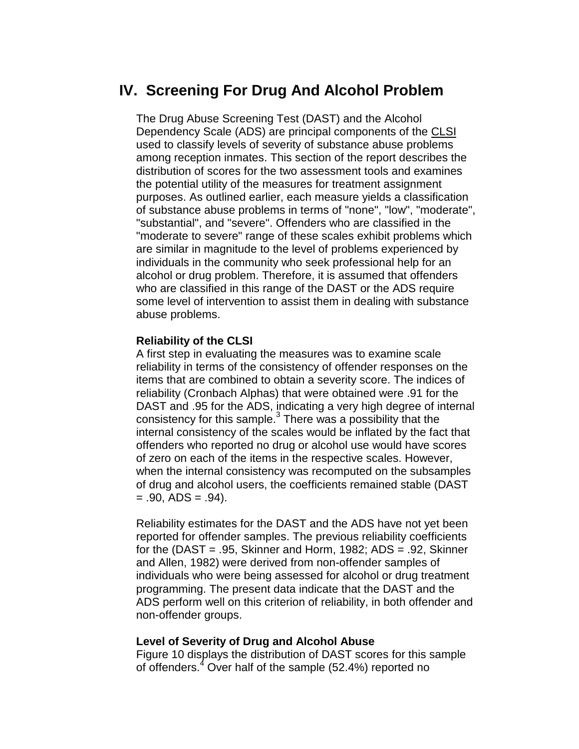## IV. Screening For Drug And Alcohol Problem

The Drug Abuse Screening Test (DAST) and the Alcohol Dependency Scale (ADS) are principal components of the CLSI used to classify levels of severity of substance abuse problems among reception inmates. This section of the report describes the distribution of scores for the two assessment tools and examines the potential utility of the measures for treatment assignment purposes. As outlined earlier, each measure yields a classification of substance abuse problems in terms of "none", "low", "moderate", "substantial", and "severe". Offenders who are classified in the "moderate to severe" range of these scales exhibit problems which are similar in magnitude to the level of problems experienced by individuals in the community who seek professional help for an alcohol or drug problem. Therefore, it is assumed that offenders who are classified in this range of the DAST or the ADS require some level of intervention to assist them in dealing with substance abuse problems.

**Reliability of the CLSI**

A first step in evaluating the measures was to examine scale reliability in terms of the consistency of offender responses on the items that are combined to obtain a severity score. The indices of reliability (Cronbach Alphas) that were obtained were .91 for the DAST and .95 for the ADS, indicating a very high degree of internal consistency for this sample.[3] There was a possibility that the internal consistency of the scales would be inflated by the fact that offenders who reported no drug or alcohol use would have scores of zero on each of the items in the respective scales. However, when the internal consistency was recomputed on the subsamples of drug and alcohol users, the coefficients remained stable (DAST = .90, ADS = .94).

Reliability estimates for the DAST and the ADS have not yet been reported for offender samples. The previous reliability coefficients for the (DAST = .95, Skinner and Horm, 1982; ADS = .92, Skinner and Allen, 1982) were derived from non-offender samples of individuals who were being assessed for alcohol or drug treatment programming. The present data indicate that the DAST and the ADS perform well on this criterion of reliability, in both offender and non-offender groups.

**Level of Severity of Drug and Alcohol Abuse**

Figure 10 displays the distribution of DAST scores for this sample of offenders.[4] Over half of the sample (52.4%) reported no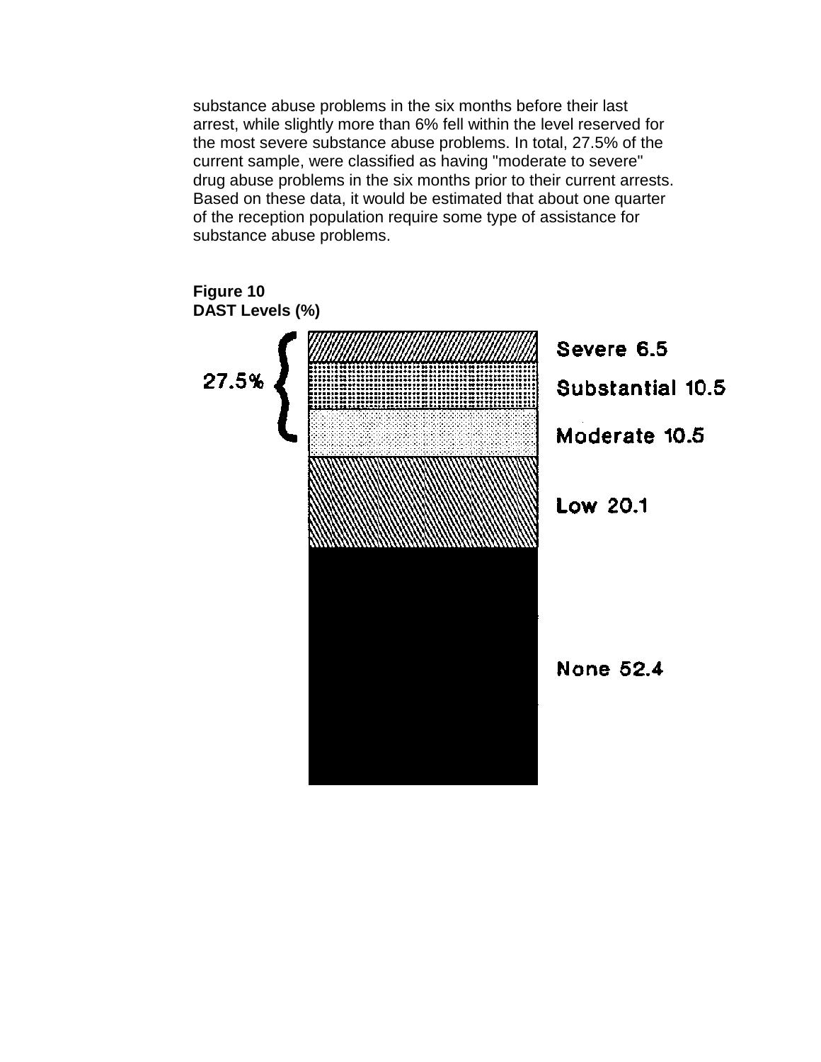substance abuse problems in the six months before their last arrest, while slightly more than 6% fell within the level reserved for the most severe substance abuse problems. In total, 27.5% of the current sample, were classified as having "moderate to severe" drug abuse problems in the six months prior to their current arrests. Based on these data, it would be estimated that about one quarter of the reception population require some type of assistance for substance abuse problems.

**Figure 10**
**DAST Levels (%)**

27.5%

Severe 6.5

Substantial 10.5

Moderate 10.5

Low 20.1

None 52.4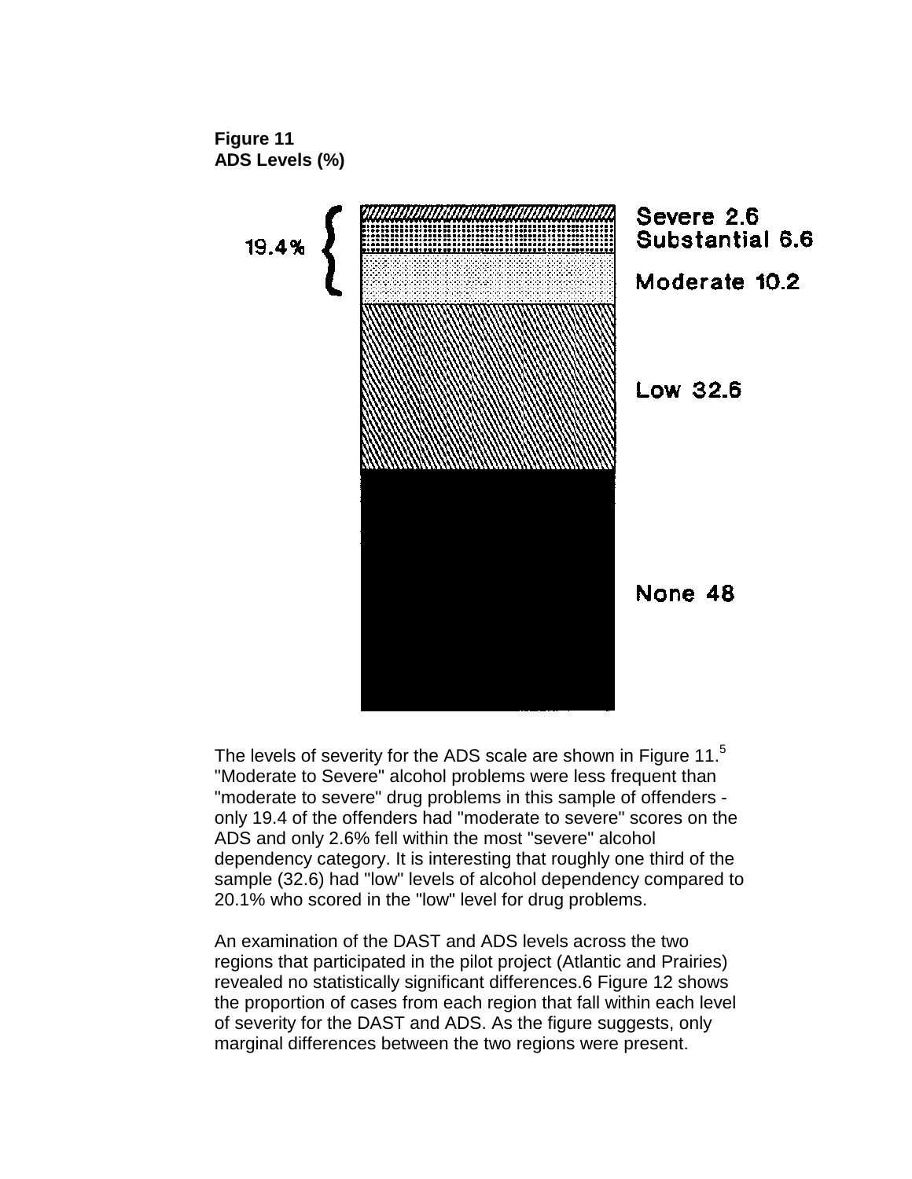**Figure 11**
**ADS Levels (%)**

19.4%

Severe 2.6
Substantial 6.6
Moderate 10.2

Low 32.6

None 48

The levels of severity for the ADS scale are shown in Figure 11.[5] "Moderate to Severe" alcohol problems were less frequent than "moderate to severe" drug problems in this sample of offenders - only 19.4 of the offenders had "moderate to severe" scores on the ADS and only 2.6% fell within the most "severe" alcohol dependency category. It is interesting that roughly one third of the sample (32.6) had "low" levels of alcohol dependency compared to 20.1% who scored in the "low" level for drug problems.

An examination of the DAST and ADS levels across the two regions that participated in the pilot project (Atlantic and Prairies) revealed no statistically significant differences.6 Figure 12 shows the proportion of cases from each region that fall within each level of severity for the DAST and ADS. As the figure suggests, only marginal differences between the two regions were present.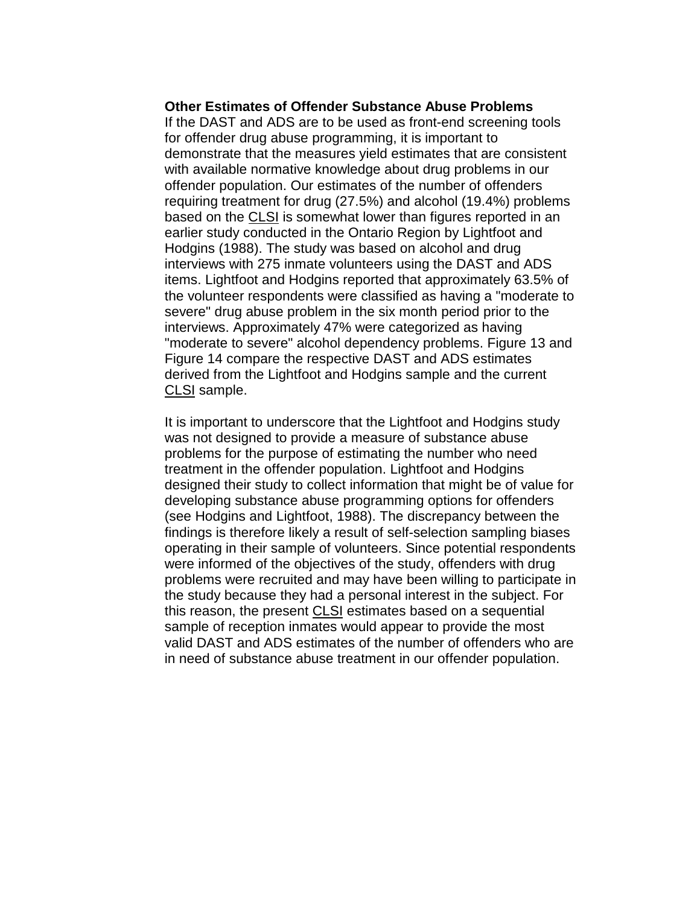**Other Estimates of Offender Substance Abuse Problems**

If the DAST and ADS are to be used as front-end screening tools for offender drug abuse programming, it is important to demonstrate that the measures yield estimates that are consistent with available normative knowledge about drug problems in our offender population. Our estimates of the number of offenders requiring treatment for drug (27.5%) and alcohol (19.4%) problems based on the CLSI is somewhat lower than figures reported in an earlier study conducted in the Ontario Region by Lightfoot and Hodgins (1988). The study was based on alcohol and drug interviews with 275 inmate volunteers using the DAST and ADS items. Lightfoot and Hodgins reported that approximately 63.5% of the volunteer respondents were classified as having a "moderate to severe" drug abuse problem in the six month period prior to the interviews. Approximately 47% were categorized as having "moderate to severe" alcohol dependency problems. Figure 13 and Figure 14 compare the respective DAST and ADS estimates derived from the Lightfoot and Hodgins sample and the current CLSI sample.

It is important to underscore that the Lightfoot and Hodgins study was not designed to provide a measure of substance abuse problems for the purpose of estimating the number who need treatment in the offender population. Lightfoot and Hodgins designed their study to collect information that might be of value for developing substance abuse programming options for offenders (see Hodgins and Lightfoot, 1988). The discrepancy between the findings is therefore likely a result of self-selection sampling biases operating in their sample of volunteers. Since potential respondents were informed of the objectives of the study, offenders with drug problems were recruited and may have been willing to participate in the study because they had a personal interest in the subject. For this reason, the present CLSI estimates based on a sequential sample of reception inmates would appear to provide the most valid DAST and ADS estimates of the number of offenders who are in need of substance abuse treatment in our offender population.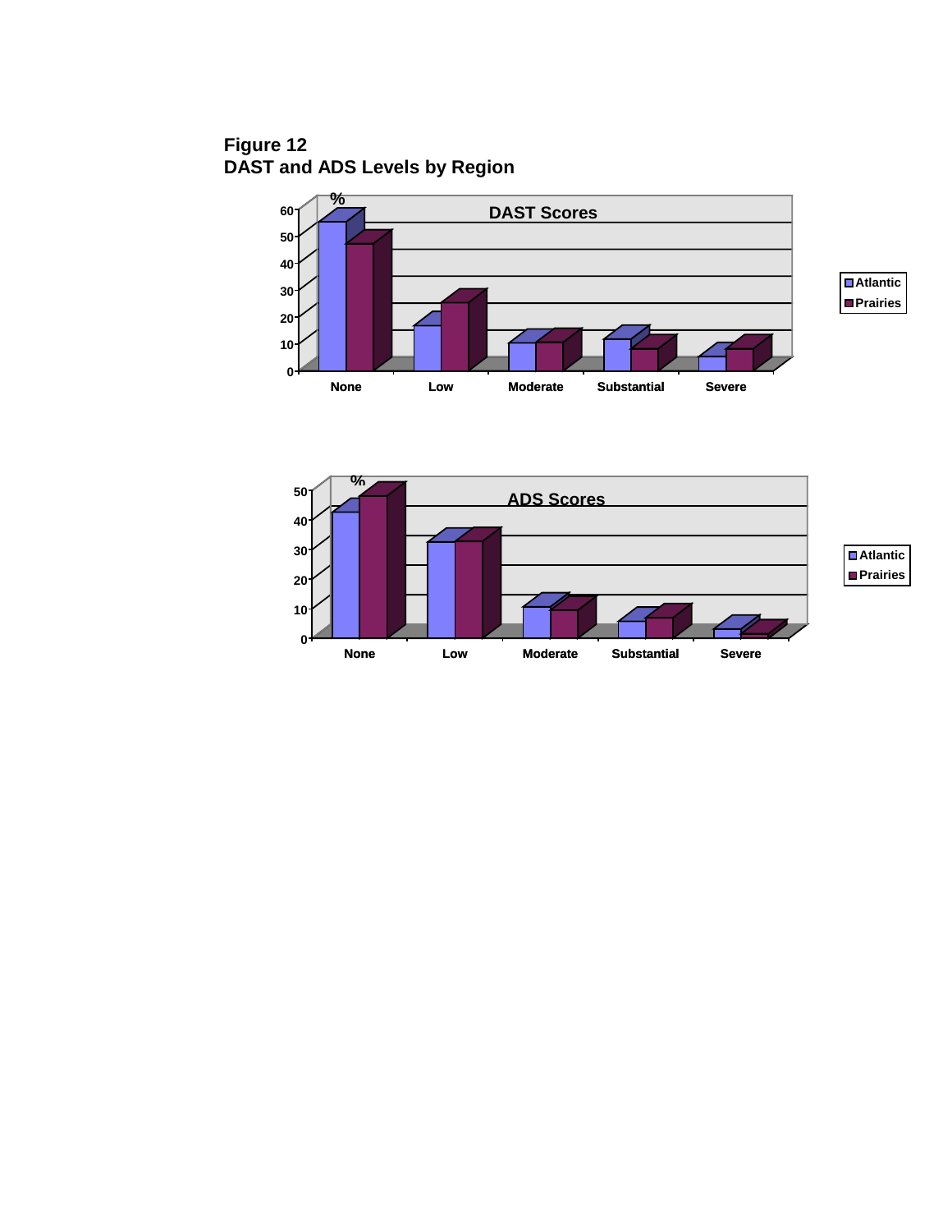**Figure 12**
**DAST and ADS Levels by Region**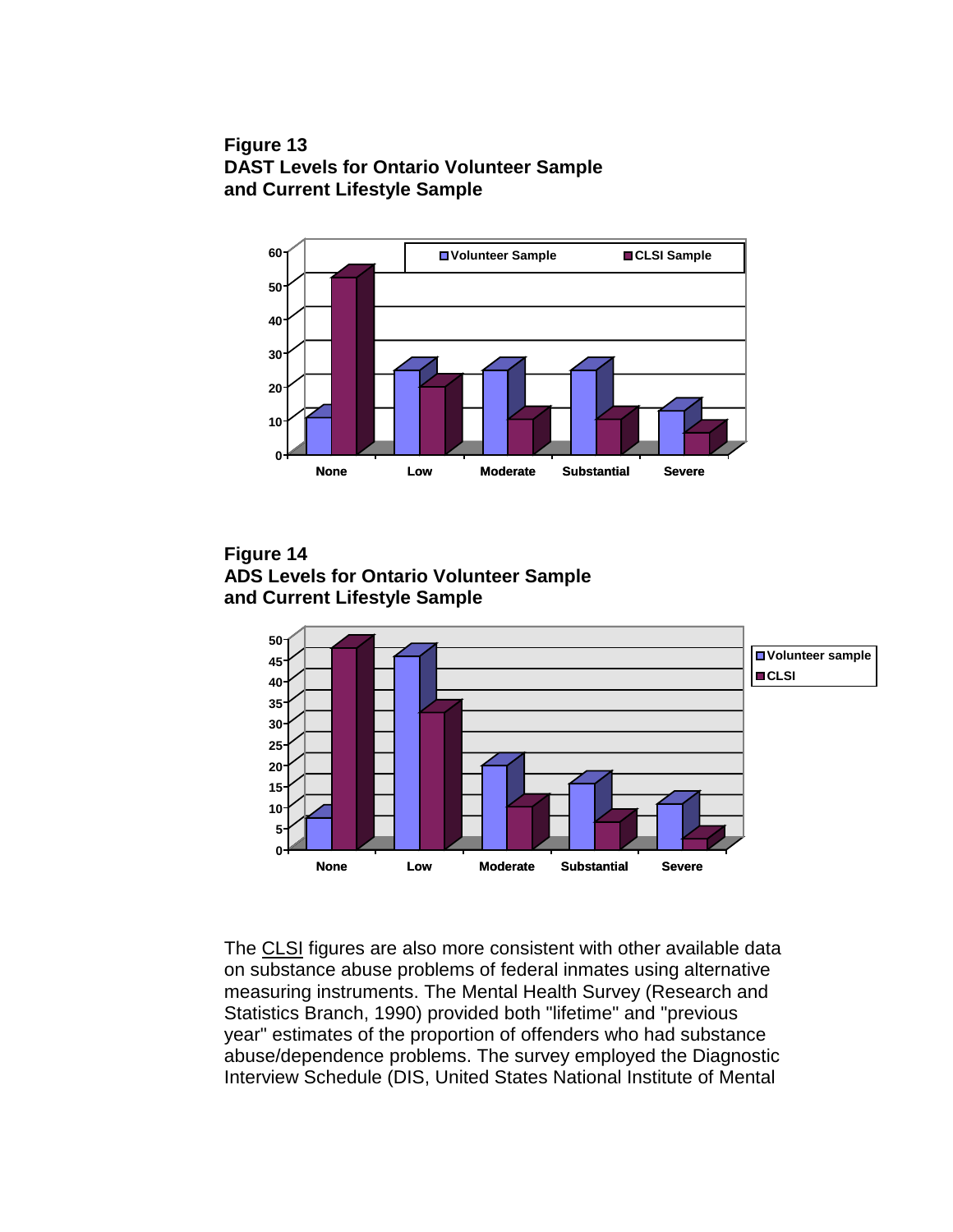**Figure 13**
**DAST Levels for Ontario Volunteer Sample and Current Lifestyle Sample**

**Figure 14**
**ADS Levels for Ontario Volunteer Sample and Current Lifestyle Sample**

The CLSI figures are also more consistent with other available data on substance abuse problems of federal inmates using alternative measuring instruments. The Mental Health Survey (Research and Statistics Branch, 1990) provided both "lifetime" and "previous year" estimates of the proportion of offenders who had substance abuse/dependence problems. The survey employed the Diagnostic Interview Schedule (DIS, United States National Institute of Mental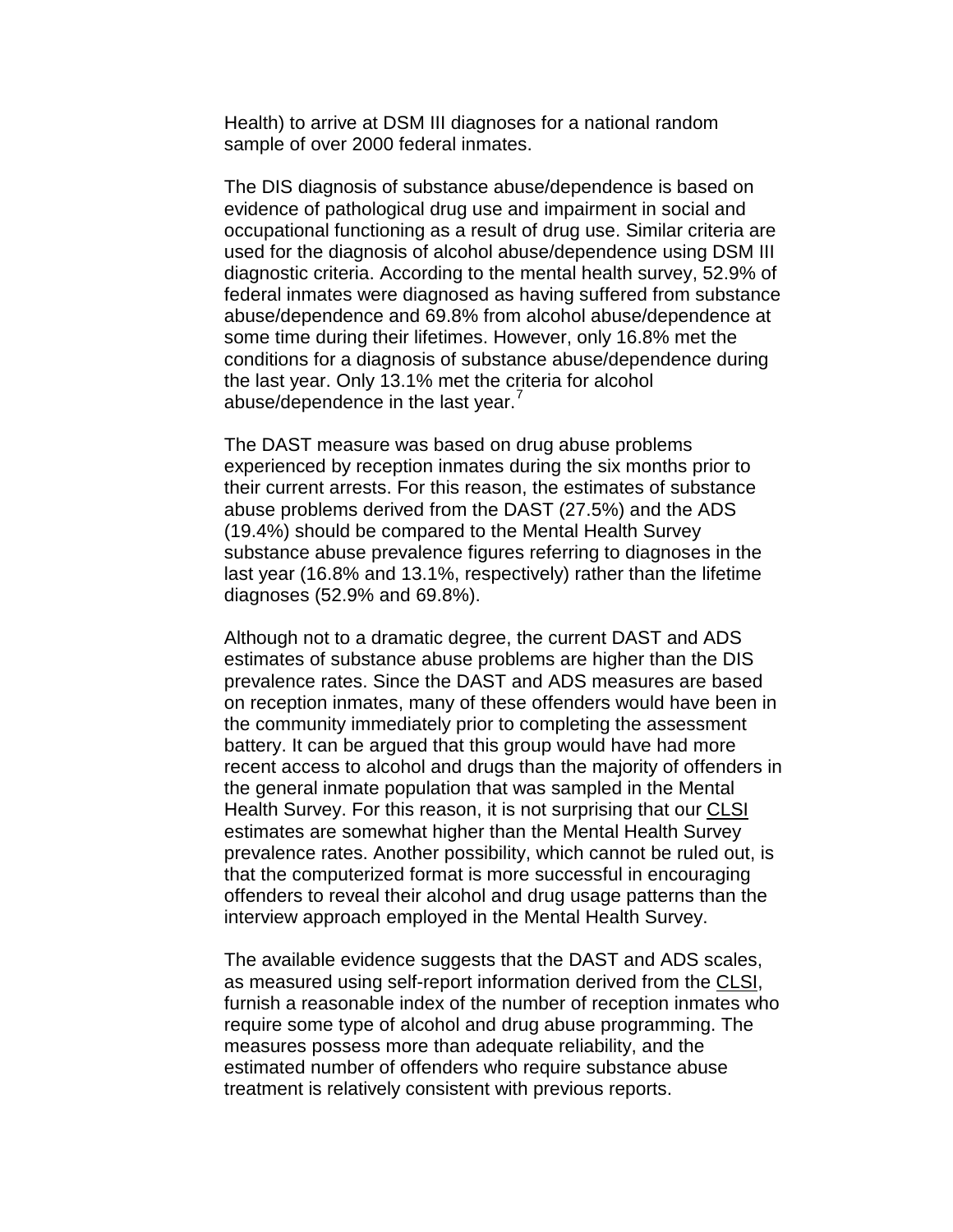Health) to arrive at DSM III diagnoses for a national random sample of over 2000 federal inmates.

The DIS diagnosis of substance abuse/dependence is based on evidence of pathological drug use and impairment in social and occupational functioning as a result of drug use. Similar criteria are used for the diagnosis of alcohol abuse/dependence using DSM III diagnostic criteria. According to the mental health survey, 52.9% of federal inmates were diagnosed as having suffered from substance abuse/dependence and 69.8% from alcohol abuse/dependence at some time during their lifetimes. However, only 16.8% met the conditions for a diagnosis of substance abuse/dependence during the last year. Only 13.1% met the criteria for alcohol abuse/dependence in the last year.[7]

The DAST measure was based on drug abuse problems experienced by reception inmates during the six months prior to their current arrests. For this reason, the estimates of substance abuse problems derived from the DAST (27.5%) and the ADS (19.4%) should be compared to the Mental Health Survey substance abuse prevalence figures referring to diagnoses in the last year (16.8% and 13.1%, respectively) rather than the lifetime diagnoses (52.9% and 69.8%).

Although not to a dramatic degree, the current DAST and ADS estimates of substance abuse problems are higher than the DIS prevalence rates. Since the DAST and ADS measures are based on reception inmates, many of these offenders would have been in the community immediately prior to completing the assessment battery. It can be argued that this group would have had more recent access to alcohol and drugs than the majority of offenders in the general inmate population that was sampled in the Mental Health Survey. For this reason, it is not surprising that our CLSI estimates are somewhat higher than the Mental Health Survey prevalence rates. Another possibility, which cannot be ruled out, is that the computerized format is more successful in encouraging offenders to reveal their alcohol and drug usage patterns than the interview approach employed in the Mental Health Survey.

The available evidence suggests that the DAST and ADS scales, as measured using self-report information derived from the CLSI, furnish a reasonable index of the number of reception inmates who require some type of alcohol and drug abuse programming. The measures possess more than adequate reliability, and the estimated number of offenders who require substance abuse treatment is relatively consistent with previous reports.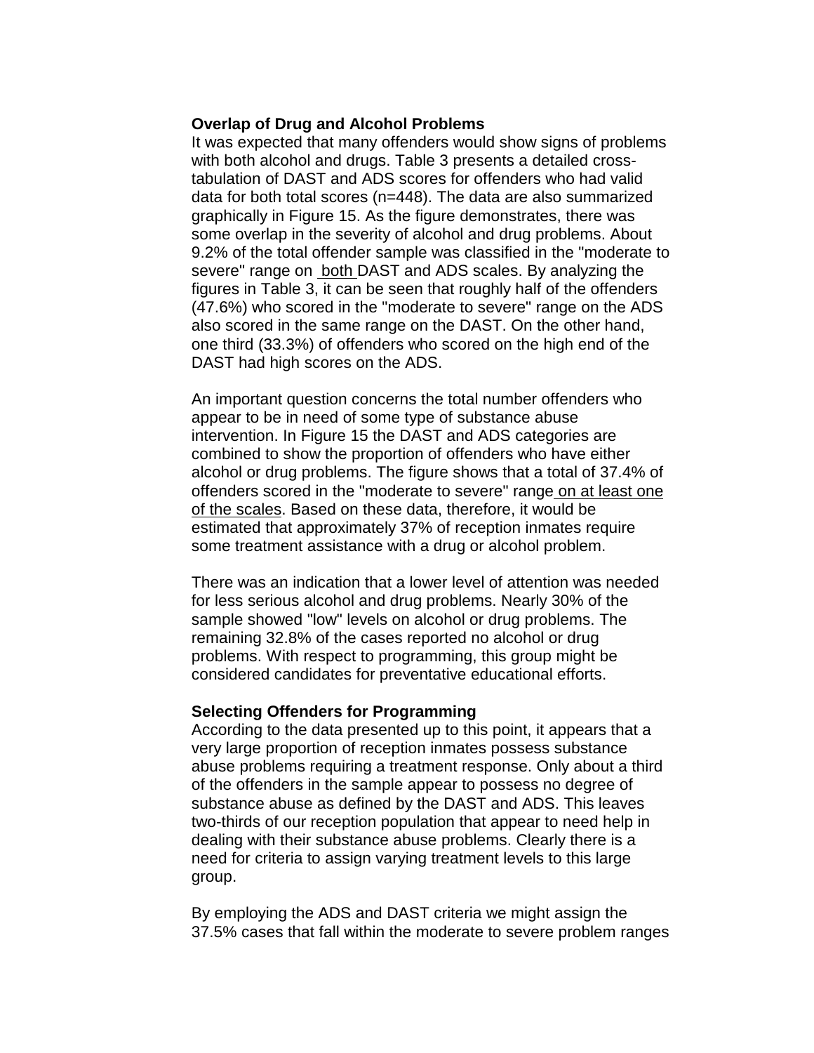**Overlap of Drug and Alcohol Problems**

It was expected that many offenders would show signs of problems with both alcohol and drugs. Table 3 presents a detailed cross-tabulation of DAST and ADS scores for offenders who had valid data for both total scores (n=448). The data are also summarized graphically in Figure 15. As the figure demonstrates, there was some overlap in the severity of alcohol and drug problems. About 9.2% of the total offender sample was classified in the "moderate to severe" range on both DAST and ADS scales. By analyzing the figures in Table 3, it can be seen that roughly half of the offenders (47.6%) who scored in the "moderate to severe" range on the ADS also scored in the same range on the DAST. On the other hand, one third (33.3%) of offenders who scored on the high end of the DAST had high scores on the ADS.

An important question concerns the total number offenders who appear to be in need of some type of substance abuse intervention. In Figure 15 the DAST and ADS categories are combined to show the proportion of offenders who have either alcohol or drug problems. The figure shows that a total of 37.4% of offenders scored in the "moderate to severe" range on at least one of the scales. Based on these data, therefore, it would be estimated that approximately 37% of reception inmates require some treatment assistance with a drug or alcohol problem.

There was an indication that a lower level of attention was needed for less serious alcohol and drug problems. Nearly 30% of the sample showed "low" levels on alcohol or drug problems. The remaining 32.8% of the cases reported no alcohol or drug problems. With respect to programming, this group might be considered candidates for preventative educational efforts.

**Selecting Offenders for Programming**

According to the data presented up to this point, it appears that a very large proportion of reception inmates possess substance abuse problems requiring a treatment response. Only about a third of the offenders in the sample appear to possess no degree of substance abuse as defined by the DAST and ADS. This leaves two-thirds of our reception population that appear to need help in dealing with their substance abuse problems. Clearly there is a need for criteria to assign varying treatment levels to this large group.

By employing the ADS and DAST criteria we might assign the 37.5% cases that fall within the moderate to severe problem ranges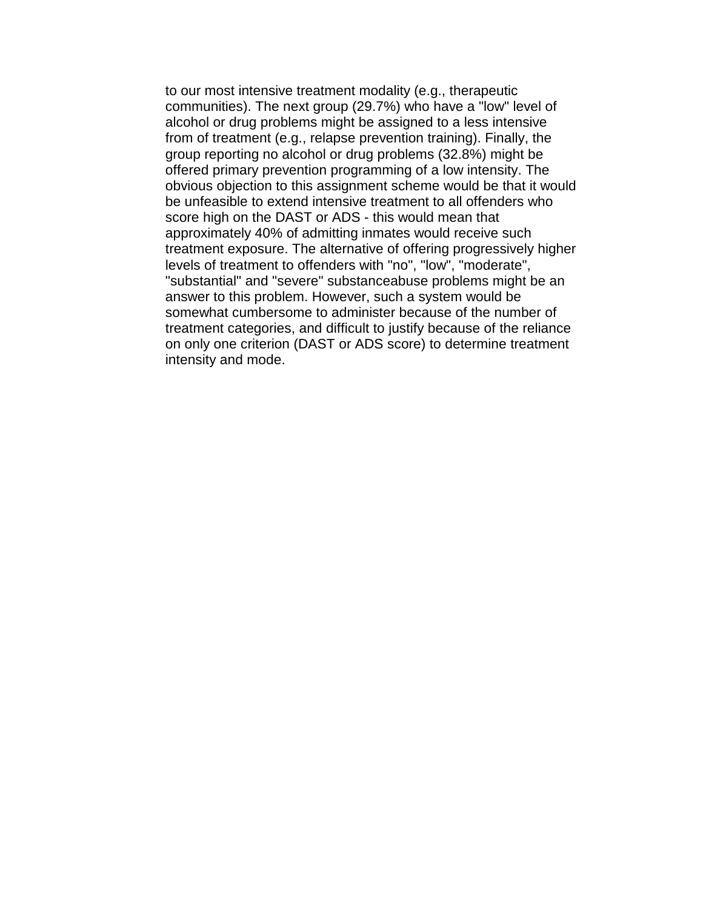to our most intensive treatment modality (e.g., therapeutic communities). The next group (29.7%) who have a "low" level of alcohol or drug problems might be assigned to a less intensive from of treatment (e.g., relapse prevention training). Finally, the group reporting no alcohol or drug problems (32.8%) might be offered primary prevention programming of a low intensity. The obvious objection to this assignment scheme would be that it would be unfeasible to extend intensive treatment to all offenders who score high on the DAST or ADS - this would mean that approximately 40% of admitting inmates would receive such treatment exposure. The alternative of offering progressively higher levels of treatment to offenders with "no", "low", "moderate", "substantial" and "severe" substanceabuse problems might be an answer to this problem. However, such a system would be somewhat cumbersome to administer because of the number of treatment categories, and difficult to justify because of the reliance on only one criterion (DAST or ADS score) to determine treatment intensity and mode.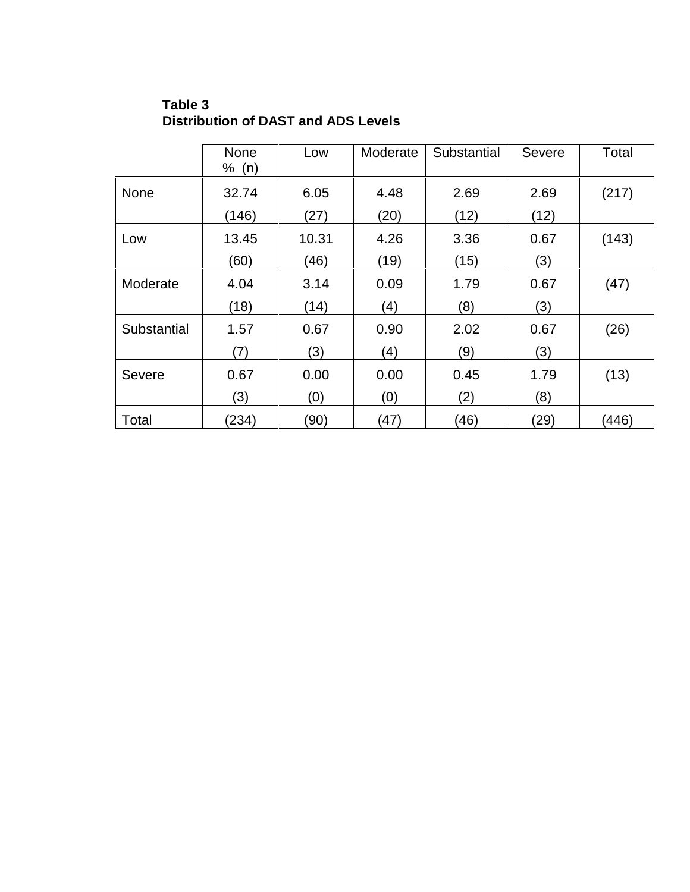**Table 3**
**Distribution of DAST and ADS Levels**

| | None % (n) | Low | Moderate | Substantial | Severe | Total |
|---|---|---|---|---|---|---|
| None | 32.74 (146) | 6.05 (27) | 4.48 (20) | 2.69 (12) | 2.69 (12) | (217) |
| Low | 13.45 (60) | 10.31 (46) | 4.26 (19) | 3.36 (15) | 0.67 (3) | (143) |
| Moderate | 4.04 (18) | 3.14 (14) | 0.09 (4) | 1.79 (8) | 0.67 (3) | (47) |
| Substantial | 1.57 (7) | 0.67 (3) | 0.90 (4) | 2.02 (9) | 0.67 (3) | (26) |
| Severe | 0.67 (3) | 0.00 (0) | 0.00 (0) | 0.45 (2) | 1.79 (8) | (13) |
| Total | (234) | (90) | (47) | (46) | (29) | (446) |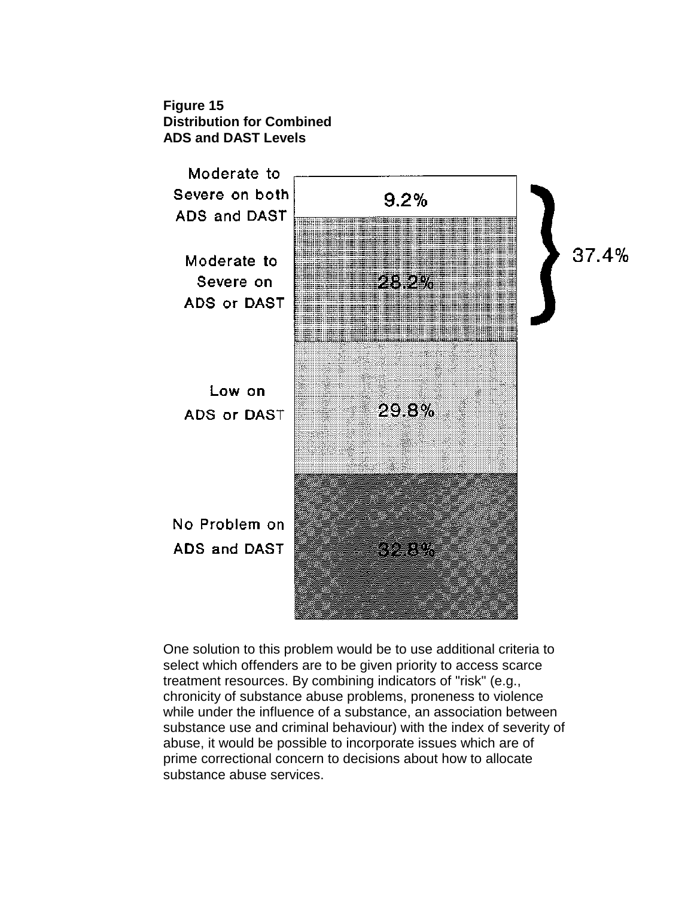**Figure 15**
**Distribution for Combined ADS and DAST Levels**

| Category | Percentage |
| --- | --- |
| Moderate to Severe on both ADS and DAST | 9.2% |
| Moderate to Severe on ADS or DAST | 28.2% |
| Low on ADS or DAST | 29.8% |
| No Problem on ADS and DAST | 32.8% |

Moderate to Severe (both, or ADS or DAST) combined: 37.4%

One solution to this problem would be to use additional criteria to select which offenders are to be given priority to access scarce treatment resources. By combining indicators of "risk" (e.g., chronicity of substance abuse problems, proneness to violence while under the influence of a substance, an association between substance use and criminal behaviour) with the index of severity of abuse, it would be possible to incorporate issues which are of prime correctional concern to decisions about how to allocate substance abuse services.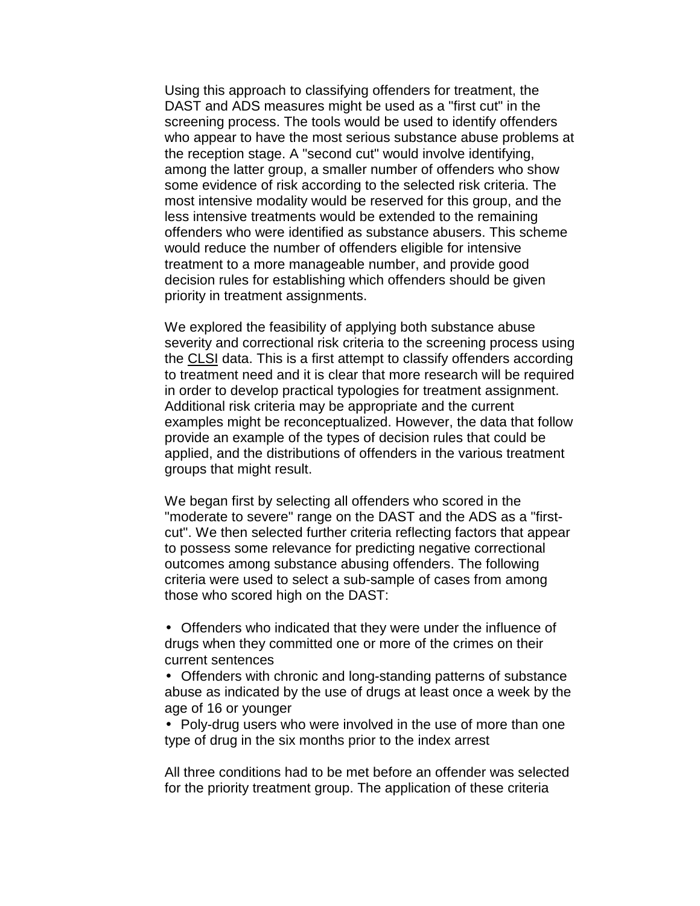Using this approach to classifying offenders for treatment, the DAST and ADS measures might be used as a "first cut" in the screening process. The tools would be used to identify offenders who appear to have the most serious substance abuse problems at the reception stage. A "second cut" would involve identifying, among the latter group, a smaller number of offenders who show some evidence of risk according to the selected risk criteria. The most intensive modality would be reserved for this group, and the less intensive treatments would be extended to the remaining offenders who were identified as substance abusers. This scheme would reduce the number of offenders eligible for intensive treatment to a more manageable number, and provide good decision rules for establishing which offenders should be given priority in treatment assignments.

We explored the feasibility of applying both substance abuse severity and correctional risk criteria to the screening process using the CLSI data. This is a first attempt to classify offenders according to treatment need and it is clear that more research will be required in order to develop practical typologies for treatment assignment. Additional risk criteria may be appropriate and the current examples might be reconceptualized. However, the data that follow provide an example of the types of decision rules that could be applied, and the distributions of offenders in the various treatment groups that might result.

We began first by selecting all offenders who scored in the "moderate to severe" range on the DAST and the ADS as a "first-cut". We then selected further criteria reflecting factors that appear to possess some relevance for predicting negative correctional outcomes among substance abusing offenders. The following criteria were used to select a sub-sample of cases from among those who scored high on the DAST:

- Offenders who indicated that they were under the influence of drugs when they committed one or more of the crimes on their current sentences
- Offenders with chronic and long-standing patterns of substance abuse as indicated by the use of drugs at least once a week by the age of 16 or younger
- Poly-drug users who were involved in the use of more than one type of drug in the six months prior to the index arrest

All three conditions had to be met before an offender was selected for the priority treatment group. The application of these criteria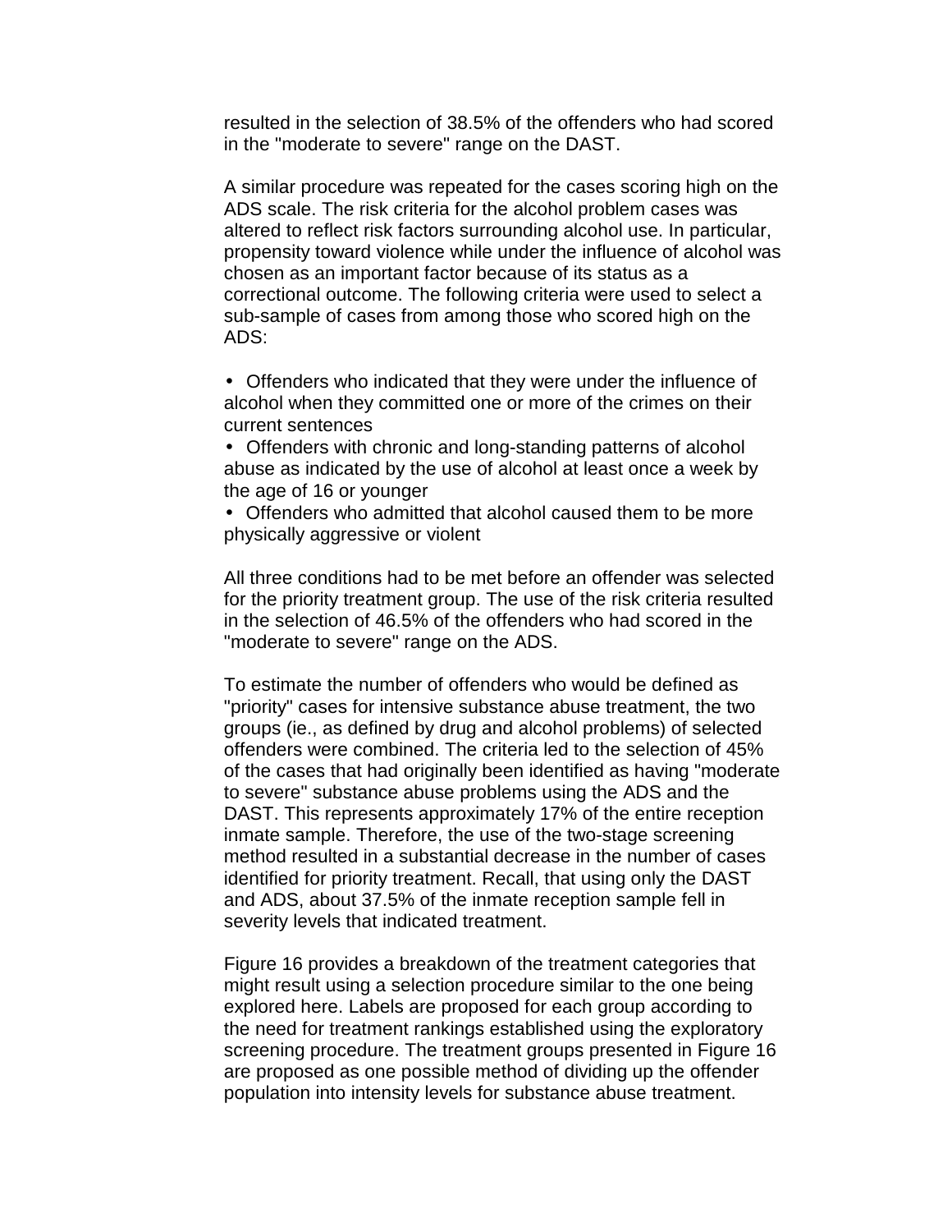resulted in the selection of 38.5% of the offenders who had scored in the "moderate to severe" range on the DAST.

A similar procedure was repeated for the cases scoring high on the ADS scale. The risk criteria for the alcohol problem cases was altered to reflect risk factors surrounding alcohol use. In particular, propensity toward violence while under the influence of alcohol was chosen as an important factor because of its status as a correctional outcome. The following criteria were used to select a sub-sample of cases from among those who scored high on the ADS:

- Offenders who indicated that they were under the influence of alcohol when they committed one or more of the crimes on their current sentences
- Offenders with chronic and long-standing patterns of alcohol abuse as indicated by the use of alcohol at least once a week by the age of 16 or younger
- Offenders who admitted that alcohol caused them to be more physically aggressive or violent

All three conditions had to be met before an offender was selected for the priority treatment group. The use of the risk criteria resulted in the selection of 46.5% of the offenders who had scored in the "moderate to severe" range on the ADS.

To estimate the number of offenders who would be defined as "priority" cases for intensive substance abuse treatment, the two groups (ie., as defined by drug and alcohol problems) of selected offenders were combined. The criteria led to the selection of 45% of the cases that had originally been identified as having "moderate to severe" substance abuse problems using the ADS and the DAST. This represents approximately 17% of the entire reception inmate sample. Therefore, the use of the two-stage screening method resulted in a substantial decrease in the number of cases identified for priority treatment. Recall, that using only the DAST and ADS, about 37.5% of the inmate reception sample fell in severity levels that indicated treatment.

Figure 16 provides a breakdown of the treatment categories that might result using a selection procedure similar to the one being explored here. Labels are proposed for each group according to the need for treatment rankings established using the exploratory screening procedure. The treatment groups presented in Figure 16 are proposed as one possible method of dividing up the offender population into intensity levels for substance abuse treatment.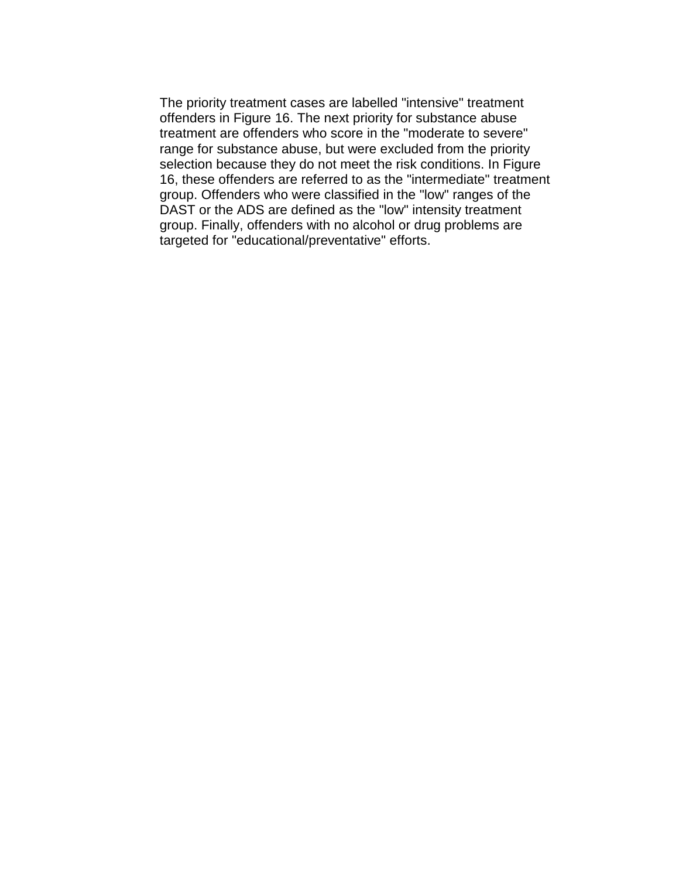The priority treatment cases are labelled "intensive" treatment offenders in Figure 16. The next priority for substance abuse treatment are offenders who score in the "moderate to severe" range for substance abuse, but were excluded from the priority selection because they do not meet the risk conditions. In Figure 16, these offenders are referred to as the "intermediate" treatment group. Offenders who were classified in the "low" ranges of the DAST or the ADS are defined as the "low" intensity treatment group. Finally, offenders with no alcohol or drug problems are targeted for "educational/preventative" efforts.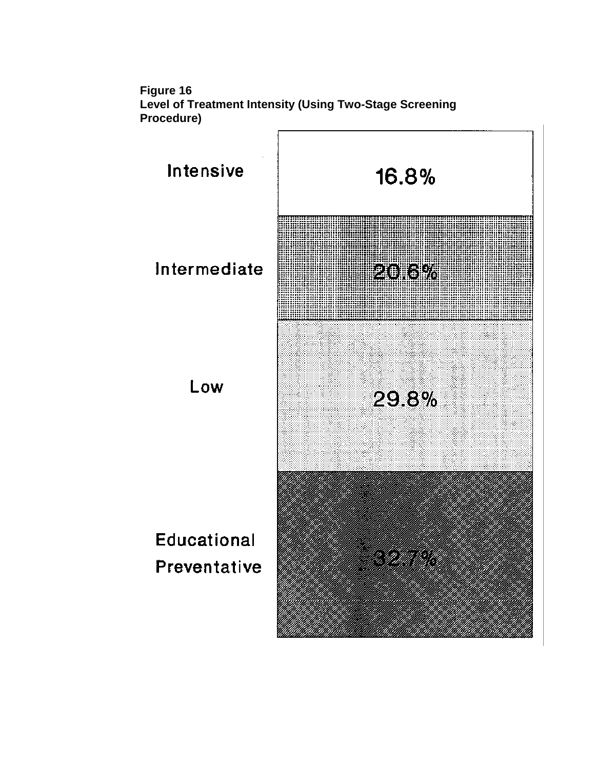**Figure 16**
**Level of Treatment Intensity (Using Two-Stage Screening Procedure)**

| Level | Percent |
| --- | --- |
| Intensive | 16.8% |
| Intermediate | 20.6% |
| Low | 29.8% |
| Educational Preventative | 32.7% |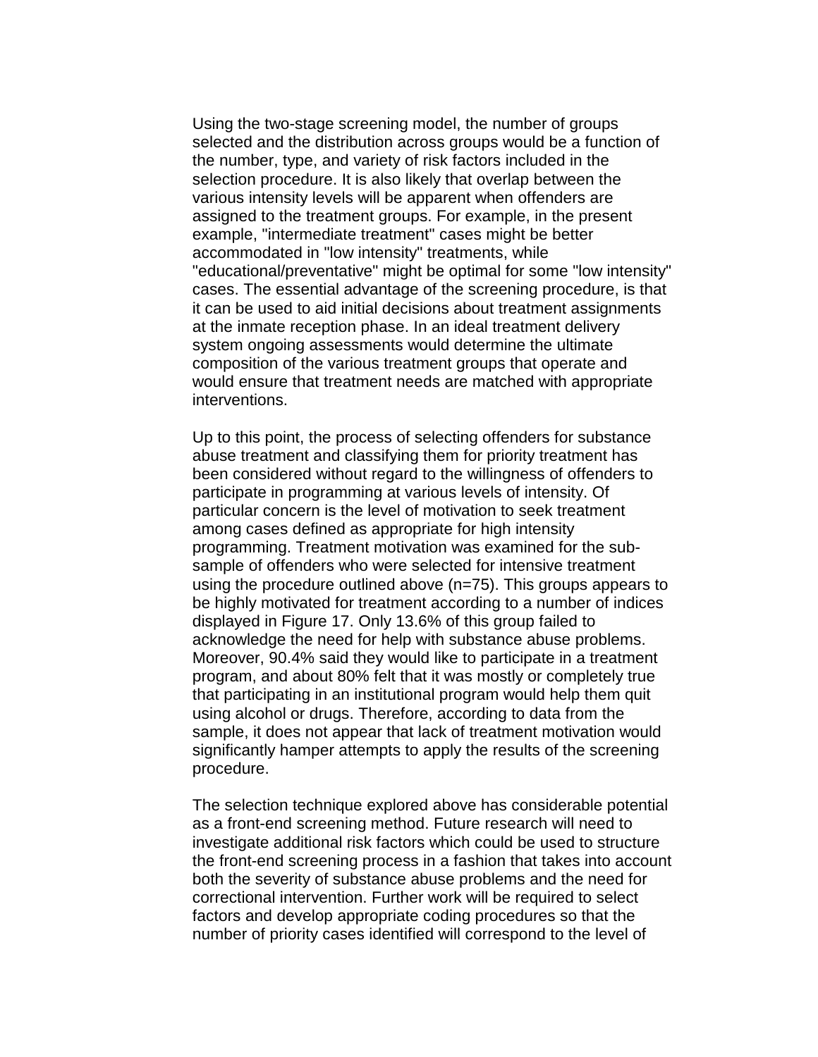Using the two-stage screening model, the number of groups selected and the distribution across groups would be a function of the number, type, and variety of risk factors included in the selection procedure. It is also likely that overlap between the various intensity levels will be apparent when offenders are assigned to the treatment groups. For example, in the present example, "intermediate treatment" cases might be better accommodated in "low intensity" treatments, while "educational/preventative" might be optimal for some "low intensity" cases. The essential advantage of the screening procedure, is that it can be used to aid initial decisions about treatment assignments at the inmate reception phase. In an ideal treatment delivery system ongoing assessments would determine the ultimate composition of the various treatment groups that operate and would ensure that treatment needs are matched with appropriate interventions.

Up to this point, the process of selecting offenders for substance abuse treatment and classifying them for priority treatment has been considered without regard to the willingness of offenders to participate in programming at various levels of intensity. Of particular concern is the level of motivation to seek treatment among cases defined as appropriate for high intensity programming. Treatment motivation was examined for the sub-sample of offenders who were selected for intensive treatment using the procedure outlined above (n=75). This groups appears to be highly motivated for treatment according to a number of indices displayed in Figure 17. Only 13.6% of this group failed to acknowledge the need for help with substance abuse problems. Moreover, 90.4% said they would like to participate in a treatment program, and about 80% felt that it was mostly or completely true that participating in an institutional program would help them quit using alcohol or drugs. Therefore, according to data from the sample, it does not appear that lack of treatment motivation would significantly hamper attempts to apply the results of the screening procedure.

The selection technique explored above has considerable potential as a front-end screening method. Future research will need to investigate additional risk factors which could be used to structure the front-end screening process in a fashion that takes into account both the severity of substance abuse problems and the need for correctional intervention. Further work will be required to select factors and develop appropriate coding procedures so that the number of priority cases identified will correspond to the level of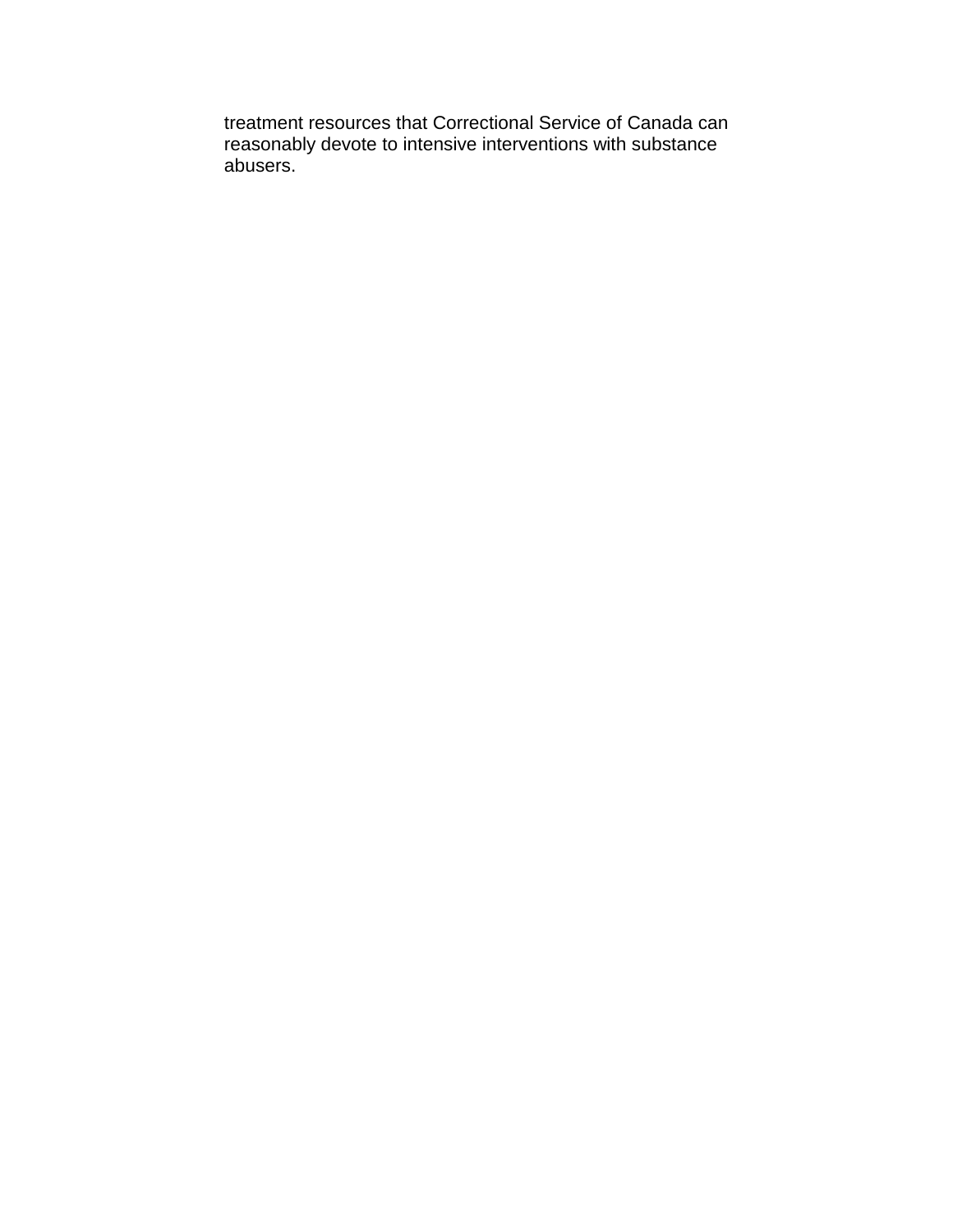treatment resources that Correctional Service of Canada can reasonably devote to intensive interventions with substance abusers.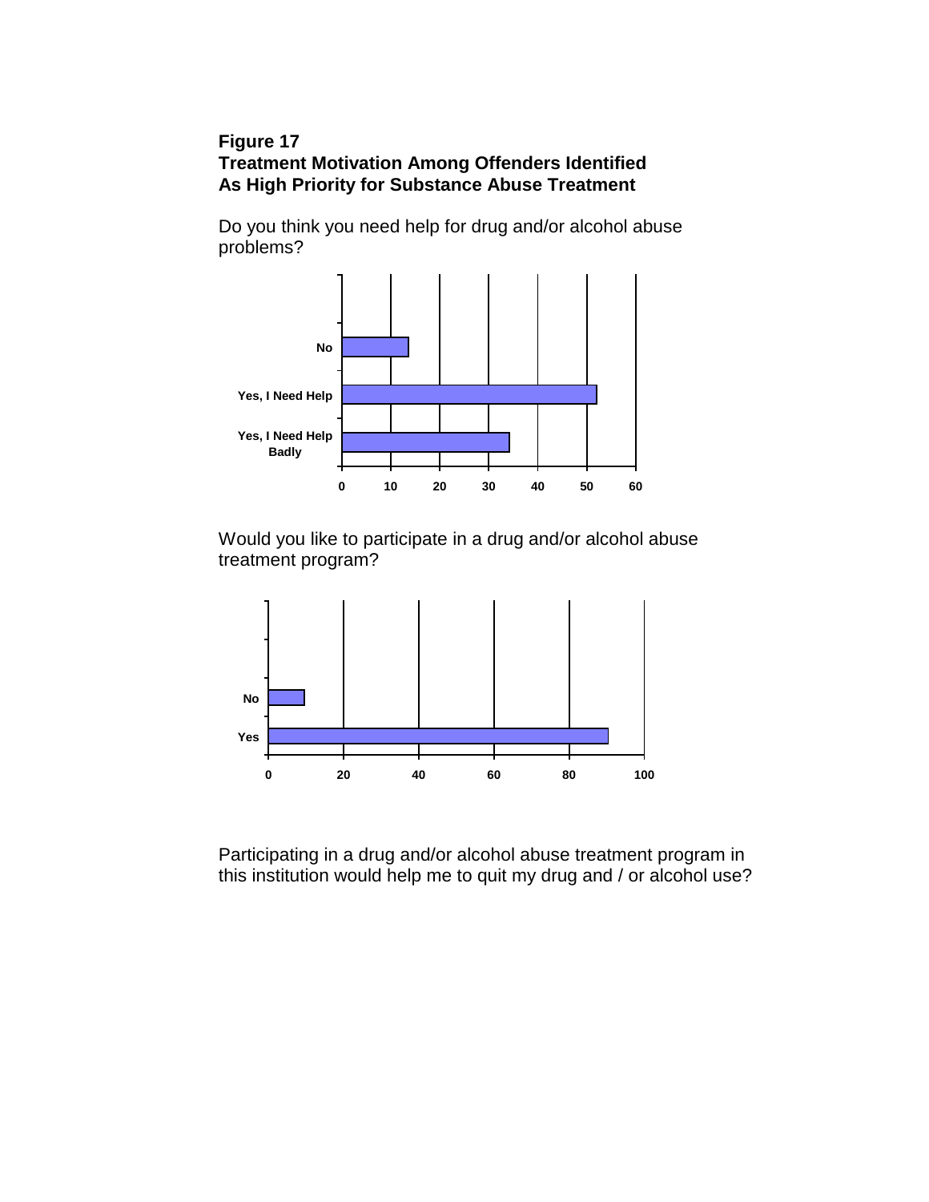**Figure 17**
**Treatment Motivation Among Offenders Identified As High Priority for Substance Abuse Treatment**

Do you think you need help for drug and/or alcohol abuse problems?

Would you like to participate in a drug and/or alcohol abuse treatment program?

Participating in a drug and/or alcohol abuse treatment program in this institution would help me to quit my drug and / or alcohol use?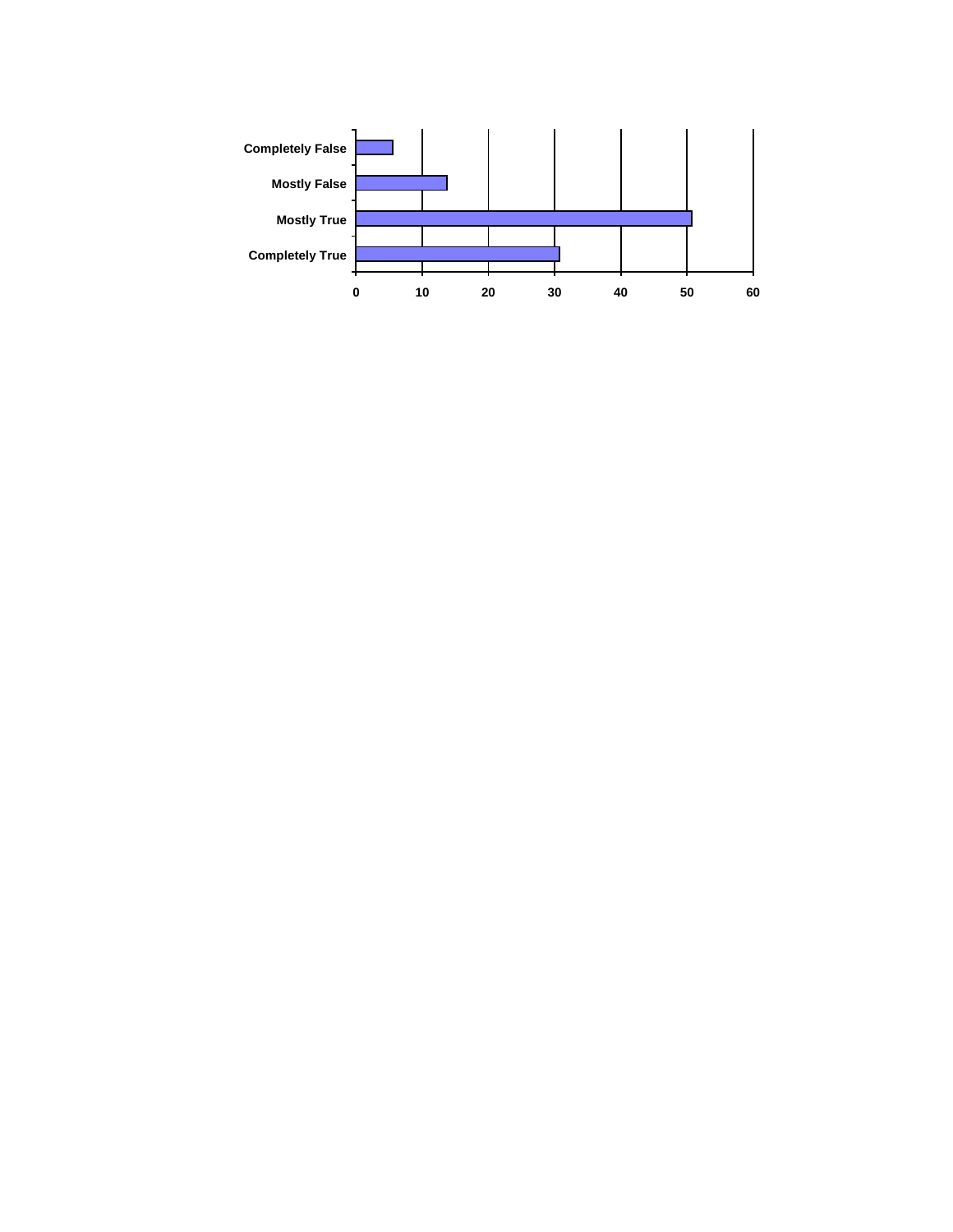Completely False

Mostly False

Mostly True

Completely True

0 10 20 30 40 50 60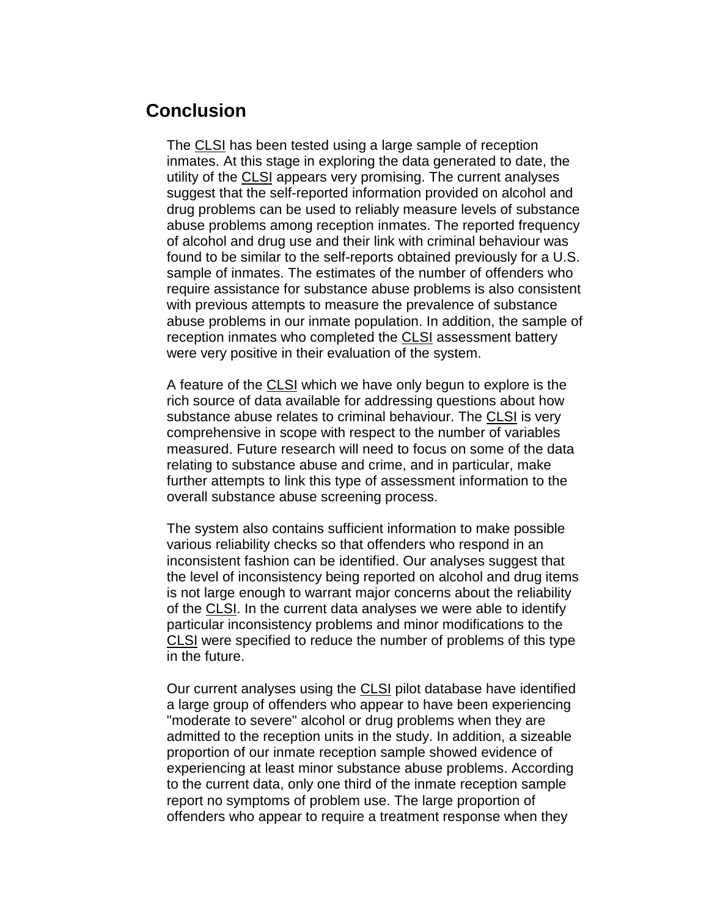## Conclusion

The CLSI has been tested using a large sample of reception inmates. At this stage in exploring the data generated to date, the utility of the CLSI appears very promising. The current analyses suggest that the self-reported information provided on alcohol and drug problems can be used to reliably measure levels of substance abuse problems among reception inmates. The reported frequency of alcohol and drug use and their link with criminal behaviour was found to be similar to the self-reports obtained previously for a U.S. sample of inmates. The estimates of the number of offenders who require assistance for substance abuse problems is also consistent with previous attempts to measure the prevalence of substance abuse problems in our inmate population. In addition, the sample of reception inmates who completed the CLSI assessment battery were very positive in their evaluation of the system.

A feature of the CLSI which we have only begun to explore is the rich source of data available for addressing questions about how substance abuse relates to criminal behaviour. The CLSI is very comprehensive in scope with respect to the number of variables measured. Future research will need to focus on some of the data relating to substance abuse and crime, and in particular, make further attempts to link this type of assessment information to the overall substance abuse screening process.

The system also contains sufficient information to make possible various reliability checks so that offenders who respond in an inconsistent fashion can be identified. Our analyses suggest that the level of inconsistency being reported on alcohol and drug items is not large enough to warrant major concerns about the reliability of the CLSI. In the current data analyses we were able to identify particular inconsistency problems and minor modifications to the CLSI were specified to reduce the number of problems of this type in the future.

Our current analyses using the CLSI pilot database have identified a large group of offenders who appear to have been experiencing "moderate to severe" alcohol or drug problems when they are admitted to the reception units in the study. In addition, a sizeable proportion of our inmate reception sample showed evidence of experiencing at least minor substance abuse problems. According to the current data, only one third of the inmate reception sample report no symptoms of problem use. The large proportion of offenders who appear to require a treatment response when they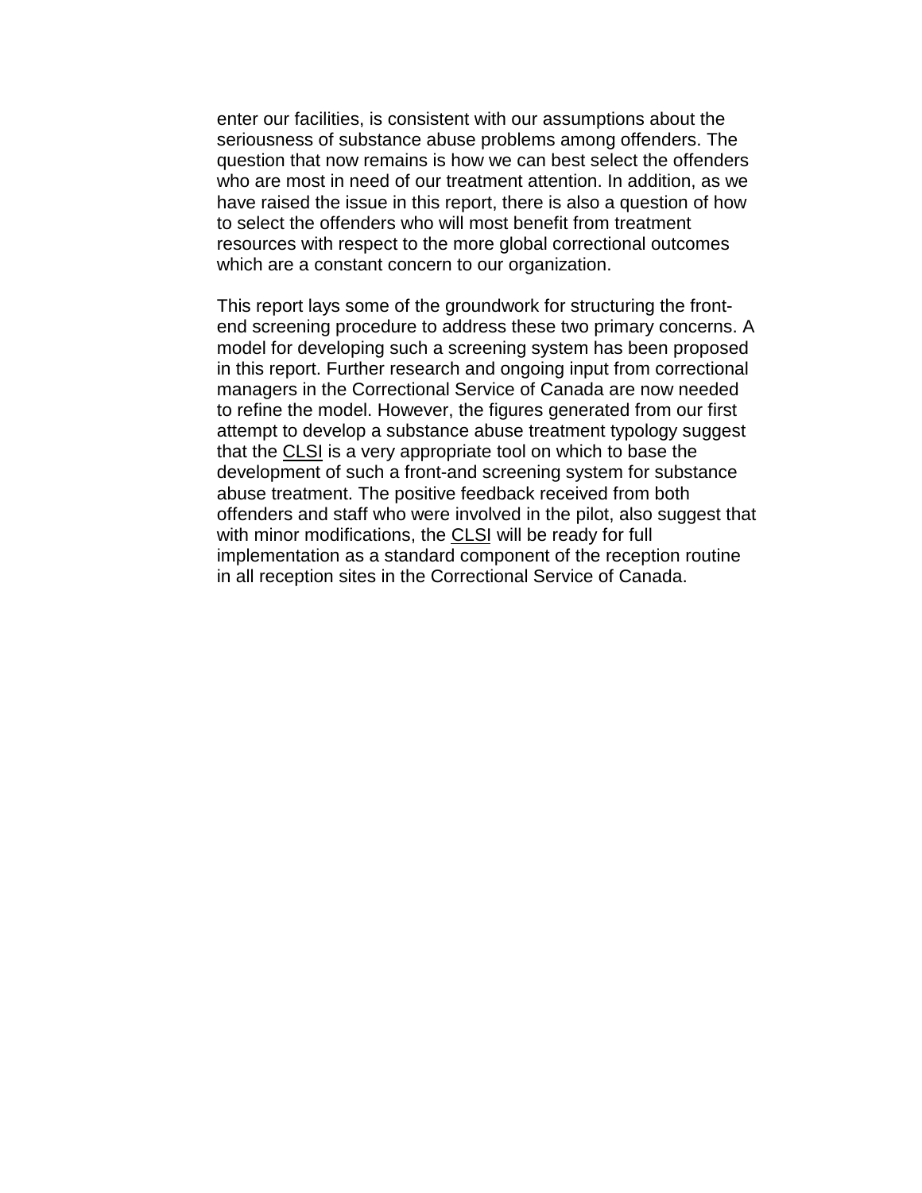enter our facilities, is consistent with our assumptions about the seriousness of substance abuse problems among offenders. The question that now remains is how we can best select the offenders who are most in need of our treatment attention. In addition, as we have raised the issue in this report, there is also a question of how to select the offenders who will most benefit from treatment resources with respect to the more global correctional outcomes which are a constant concern to our organization.

This report lays some of the groundwork for structuring the front-end screening procedure to address these two primary concerns. A model for developing such a screening system has been proposed in this report. Further research and ongoing input from correctional managers in the Correctional Service of Canada are now needed to refine the model. However, the figures generated from our first attempt to develop a substance abuse treatment typology suggest that the CLSI is a very appropriate tool on which to base the development of such a front-and screening system for substance abuse treatment. The positive feedback received from both offenders and staff who were involved in the pilot, also suggest that with minor modifications, the CLSI will be ready for full implementation as a standard component of the reception routine in all reception sites in the Correctional Service of Canada.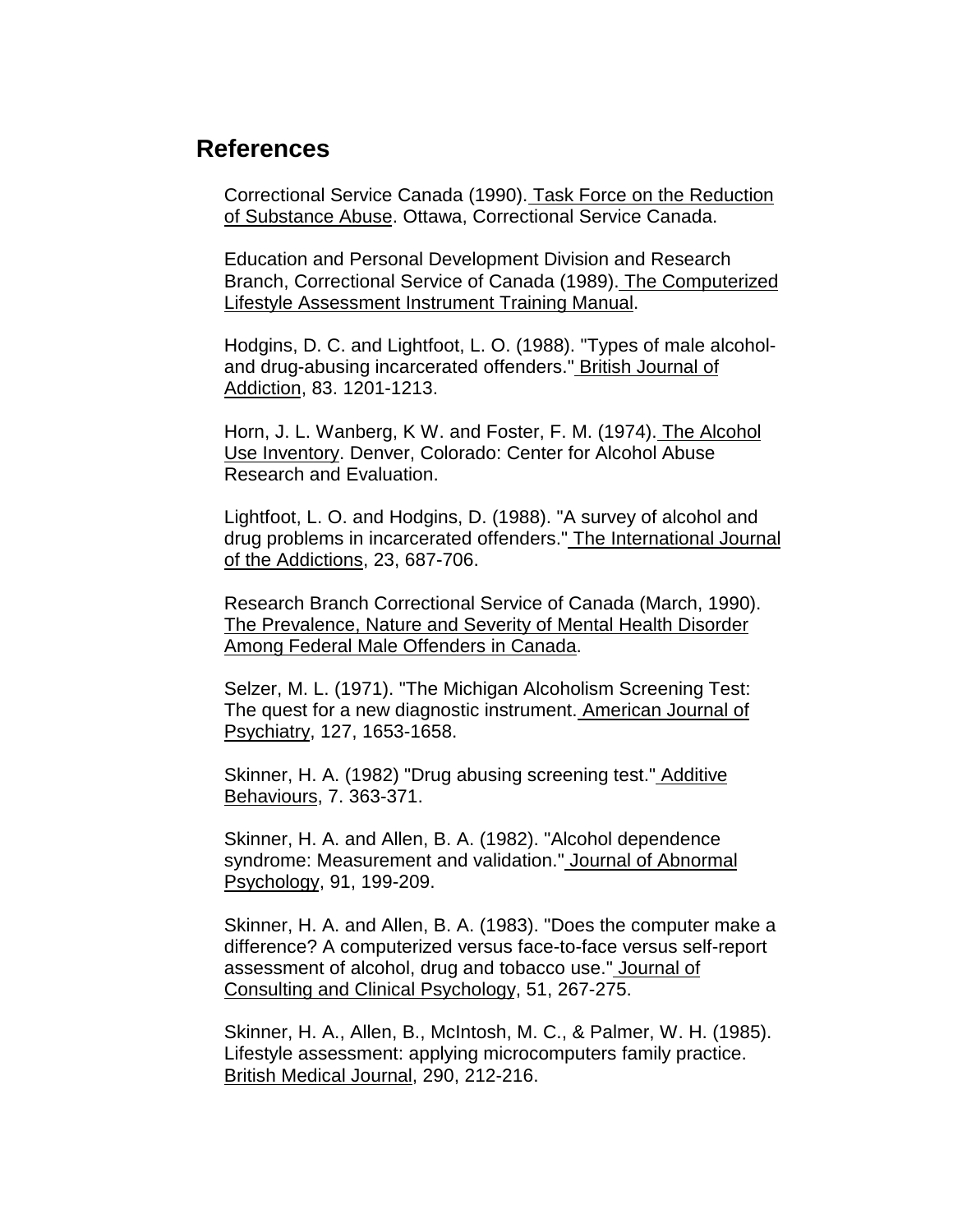## References

Correctional Service Canada (1990). Task Force on the Reduction of Substance Abuse. Ottawa, Correctional Service Canada.

Education and Personal Development Division and Research Branch, Correctional Service of Canada (1989). The Computerized Lifestyle Assessment Instrument Training Manual.

Hodgins, D. C. and Lightfoot, L. O. (1988). "Types of male alcohol- and drug-abusing incarcerated offenders." British Journal of Addiction, 83. 1201-1213.

Horn, J. L. Wanberg, K W. and Foster, F. M. (1974). The Alcohol Use Inventory. Denver, Colorado: Center for Alcohol Abuse Research and Evaluation.

Lightfoot, L. O. and Hodgins, D. (1988). "A survey of alcohol and drug problems in incarcerated offenders." The International Journal of the Addictions, 23, 687-706.

Research Branch Correctional Service of Canada (March, 1990). The Prevalence, Nature and Severity of Mental Health Disorder Among Federal Male Offenders in Canada.

Selzer, M. L. (1971). "The Michigan Alcoholism Screening Test: The quest for a new diagnostic instrument. American Journal of Psychiatry, 127, 1653-1658.

Skinner, H. A. (1982) "Drug abusing screening test." Additive Behaviours, 7. 363-371.

Skinner, H. A. and Allen, B. A. (1982). "Alcohol dependence syndrome: Measurement and validation." Journal of Abnormal Psychology, 91, 199-209.

Skinner, H. A. and Allen, B. A. (1983). "Does the computer make a difference? A computerized versus face-to-face versus self-report assessment of alcohol, drug and tobacco use." Journal of Consulting and Clinical Psychology, 51, 267-275.

Skinner, H. A., Allen, B., McIntosh, M. C., & Palmer, W. H. (1985). Lifestyle assessment: applying microcomputers family practice. British Medical Journal, 290, 212-216.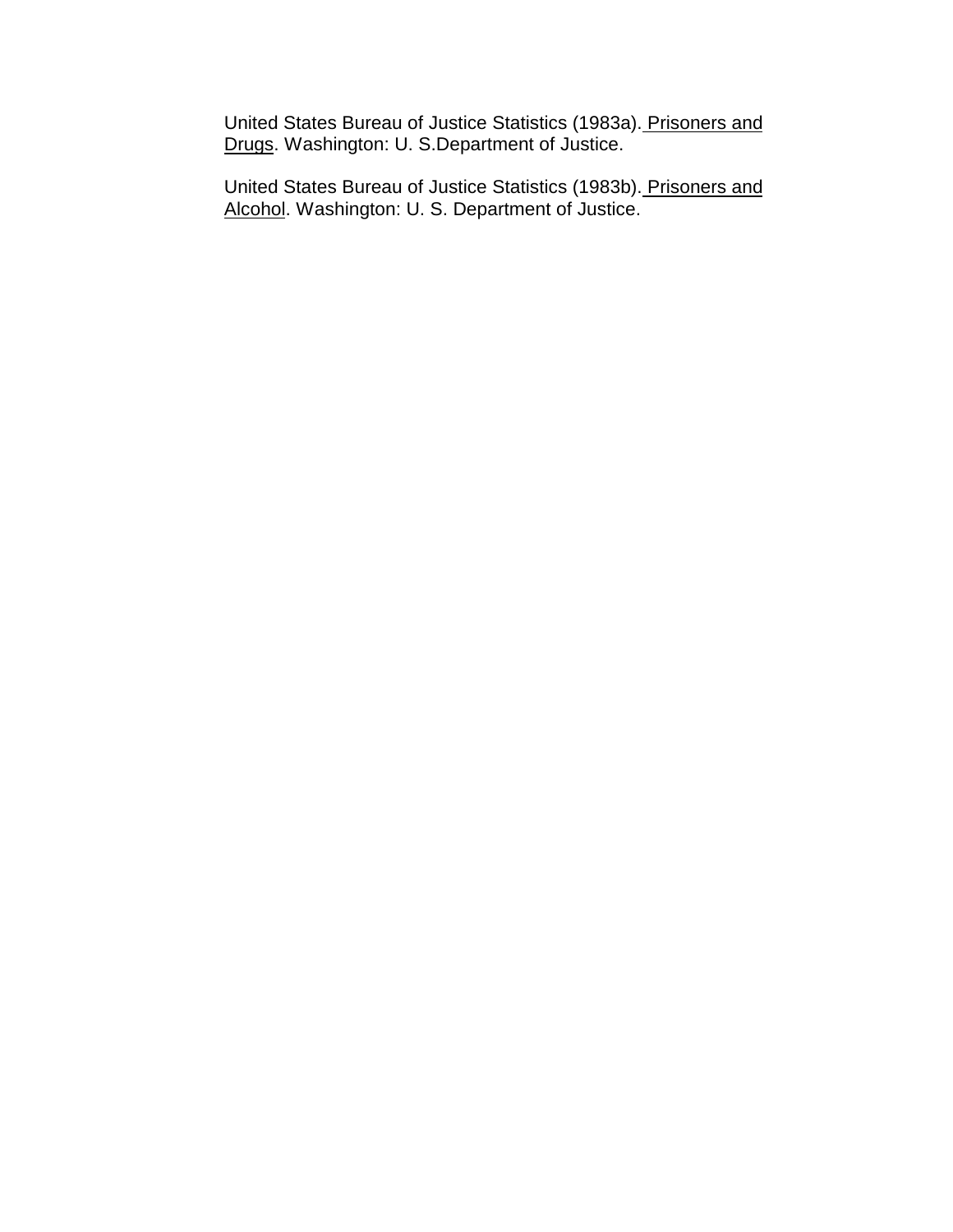United States Bureau of Justice Statistics (1983a). Prisoners and Drugs. Washington: U. S.Department of Justice.

United States Bureau of Justice Statistics (1983b). Prisoners and Alcohol. Washington: U. S. Department of Justice.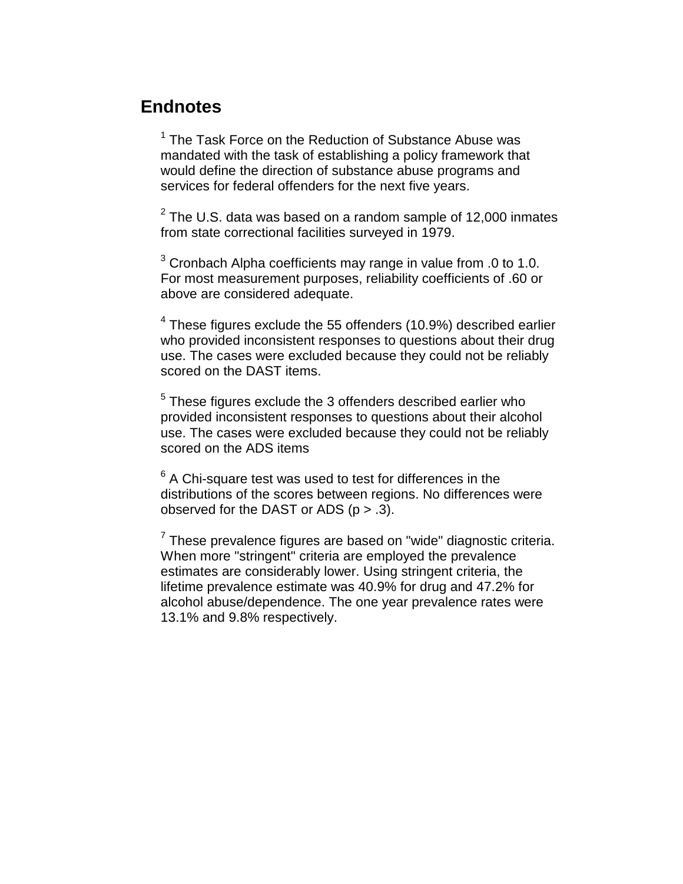## Endnotes

[1] The Task Force on the Reduction of Substance Abuse was mandated with the task of establishing a policy framework that would define the direction of substance abuse programs and services for federal offenders for the next five years.

[2] The U.S. data was based on a random sample of 12,000 inmates from state correctional facilities surveyed in 1979.

[3] Cronbach Alpha coefficients may range in value from .0 to 1.0. For most measurement purposes, reliability coefficients of .60 or above are considered adequate.

[4] These figures exclude the 55 offenders (10.9%) described earlier who provided inconsistent responses to questions about their drug use. The cases were excluded because they could not be reliably scored on the DAST items.

[5] These figures exclude the 3 offenders described earlier who provided inconsistent responses to questions about their alcohol use. The cases were excluded because they could not be reliably scored on the ADS items

[6] A Chi-square test was used to test for differences in the distributions of the scores between regions. No differences were observed for the DAST or ADS ($p > .3$).

[7] These prevalence figures are based on "wide" diagnostic criteria. When more "stringent" criteria are employed the prevalence estimates are considerably lower. Using stringent criteria, the lifetime prevalence estimate was 40.9% for drug and 47.2% for alcohol abuse/dependence. The one year prevalence rates were 13.1% and 9.8% respectively.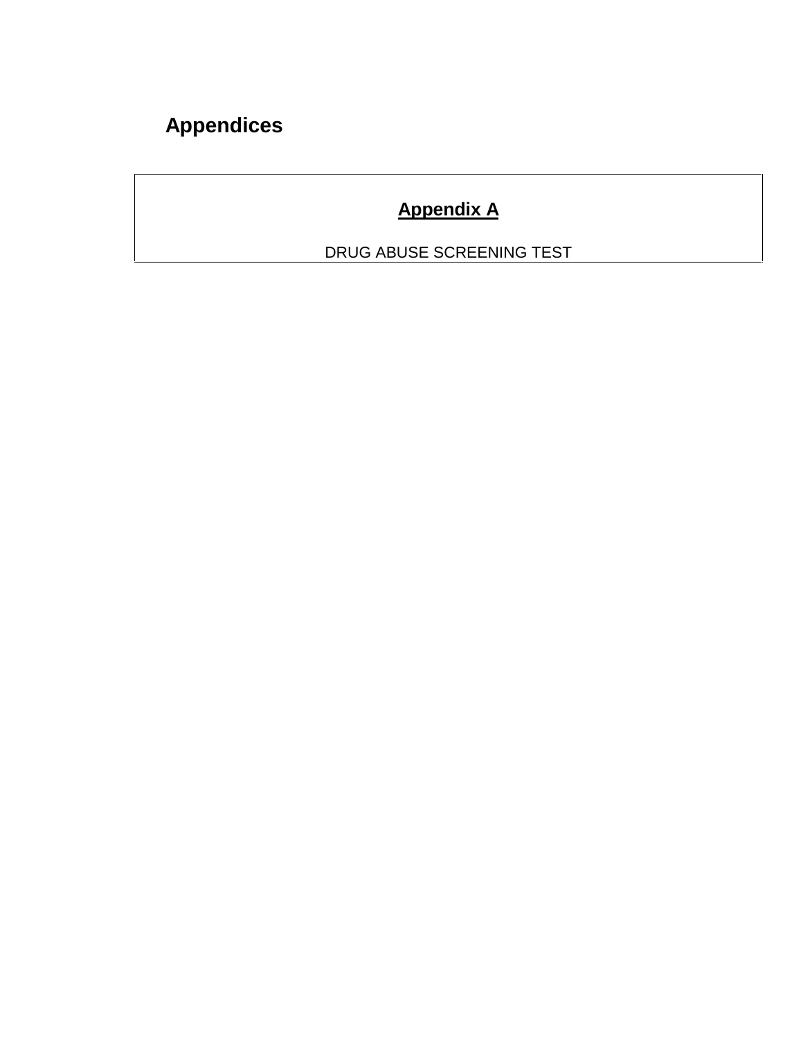# Appendices

## Appendix A

DRUG ABUSE SCREENING TEST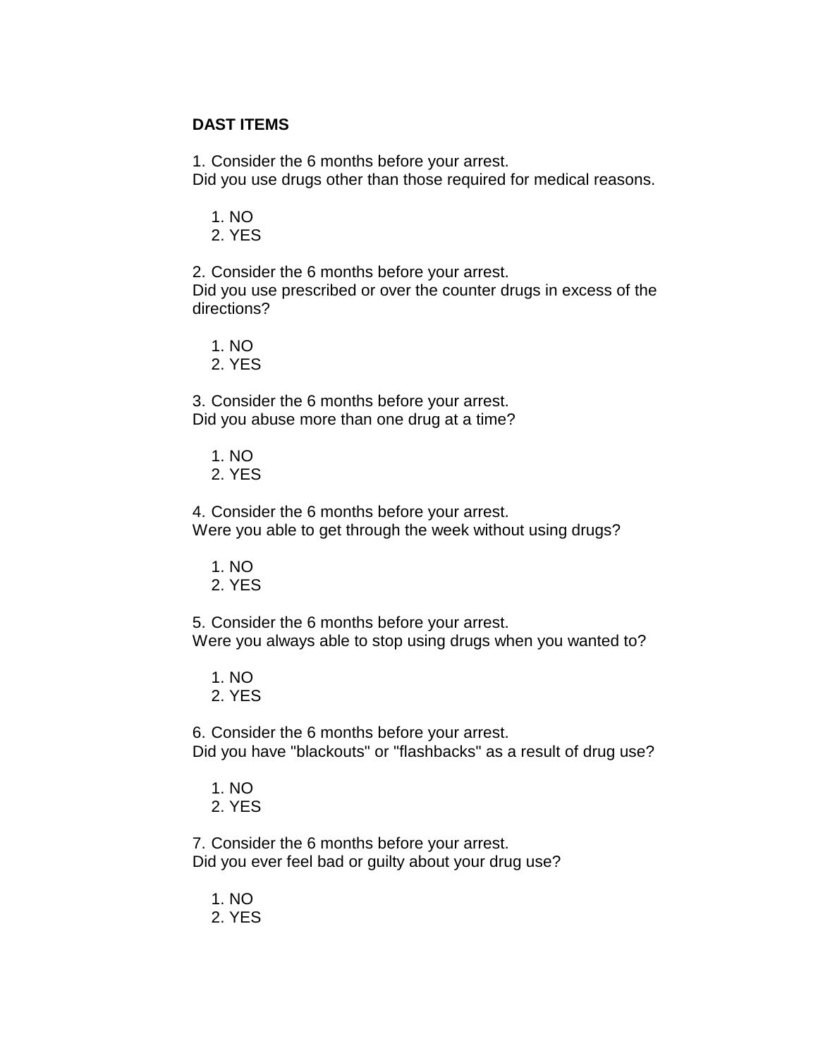**DAST ITEMS**

1. Consider the 6 months before your arrest.
Did you use drugs other than those required for medical reasons.

   1. NO
   2. YES

2. Consider the 6 months before your arrest.
Did you use prescribed or over the counter drugs in excess of the directions?

   1. NO
   2. YES

3. Consider the 6 months before your arrest.
Did you abuse more than one drug at a time?

   1. NO
   2. YES

4. Consider the 6 months before your arrest.
Were you able to get through the week without using drugs?

   1. NO
   2. YES

5. Consider the 6 months before your arrest.
Were you always able to stop using drugs when you wanted to?

   1. NO
   2. YES

6. Consider the 6 months before your arrest.
Did you have "blackouts" or "flashbacks" as a result of drug use?

   1. NO
   2. YES

7. Consider the 6 months before your arrest.
Did you ever feel bad or guilty about your drug use?

   1. NO
   2. YES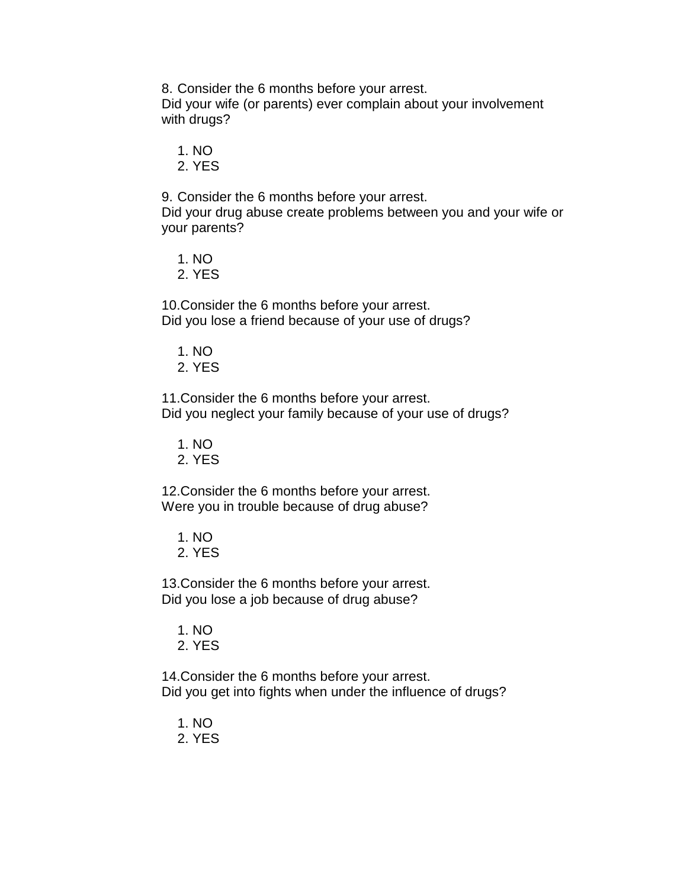8. Consider the 6 months before your arrest.
Did your wife (or parents) ever complain about your involvement with drugs?

1. NO
2. YES

9. Consider the 6 months before your arrest.
Did your drug abuse create problems between you and your wife or your parents?

1. NO
2. YES

10.Consider the 6 months before your arrest.
Did you lose a friend because of your use of drugs?

1. NO
2. YES

11.Consider the 6 months before your arrest.
Did you neglect your family because of your use of drugs?

1. NO
2. YES

12.Consider the 6 months before your arrest.
Were you in trouble because of drug abuse?

1. NO
2. YES

13.Consider the 6 months before your arrest.
Did you lose a job because of drug abuse?

1. NO
2. YES

14.Consider the 6 months before your arrest.
Did you get into fights when under the influence of drugs?

1. NO
2. YES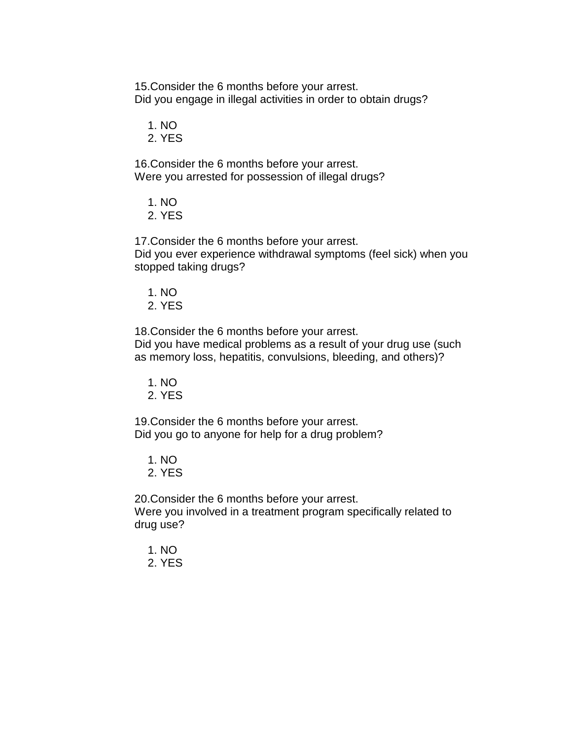15.Consider the 6 months before your arrest.
Did you engage in illegal activities in order to obtain drugs?

1. NO
2. YES

16.Consider the 6 months before your arrest.
Were you arrested for possession of illegal drugs?

1. NO
2. YES

17.Consider the 6 months before your arrest.
Did you ever experience withdrawal symptoms (feel sick) when you stopped taking drugs?

1. NO
2. YES

18.Consider the 6 months before your arrest.
Did you have medical problems as a result of your drug use (such as memory loss, hepatitis, convulsions, bleeding, and others)?

1. NO
2. YES

19.Consider the 6 months before your arrest.
Did you go to anyone for help for a drug problem?

1. NO
2. YES

20.Consider the 6 months before your arrest.
Were you involved in a treatment program specifically related to drug use?

1. NO
2. YES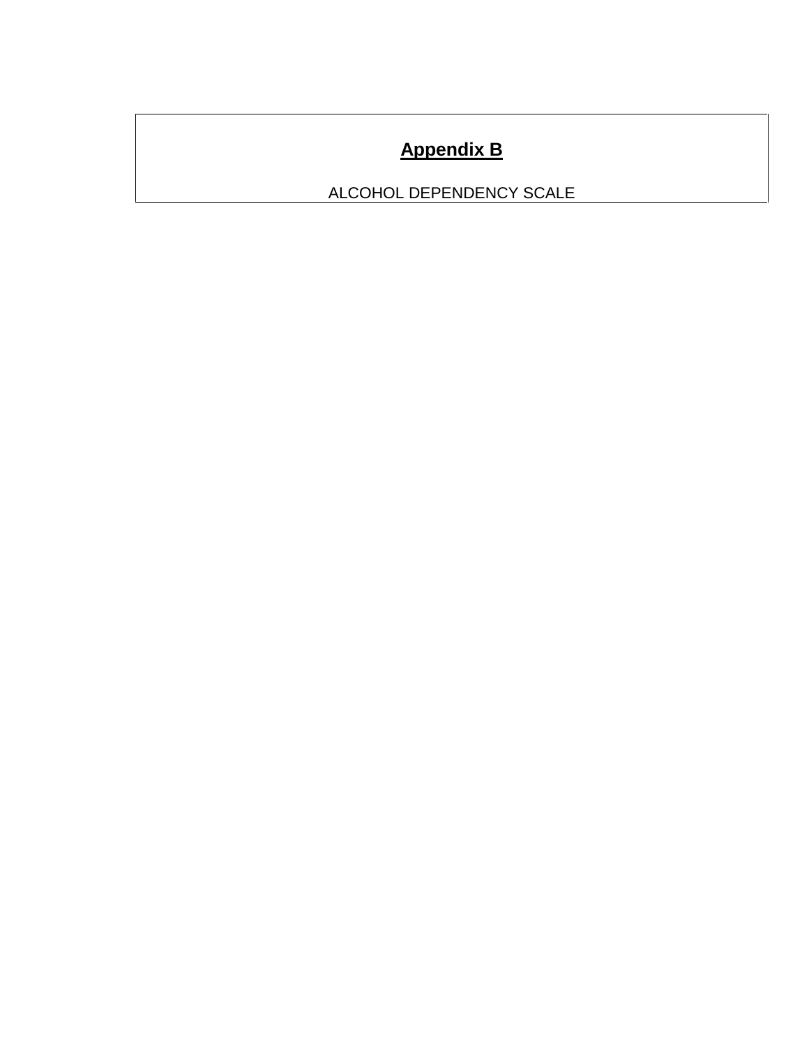# **Appendix B**

ALCOHOL DEPENDENCY SCALE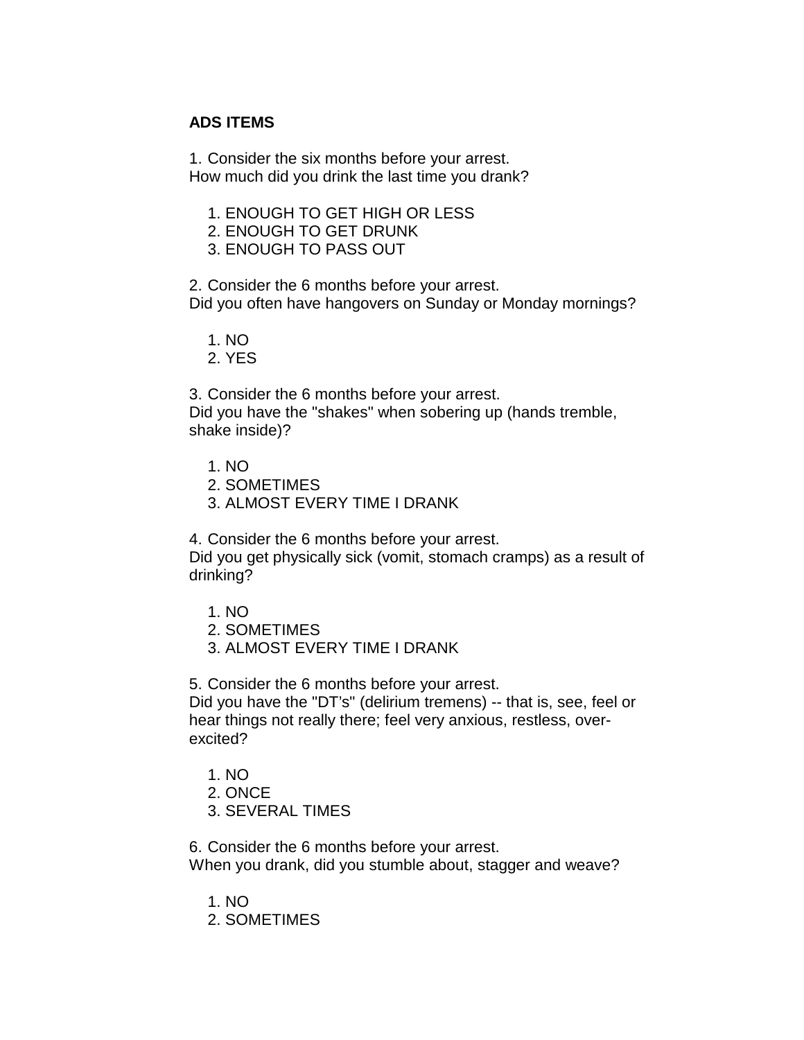**ADS ITEMS**

1. Consider the six months before your arrest.
How much did you drink the last time you drank?

    1. ENOUGH TO GET HIGH OR LESS
    2. ENOUGH TO GET DRUNK
    3. ENOUGH TO PASS OUT

2. Consider the 6 months before your arrest.
Did you often have hangovers on Sunday or Monday mornings?

    1. NO
    2. YES

3. Consider the 6 months before your arrest.
Did you have the "shakes" when sobering up (hands tremble, shake inside)?

    1. NO
    2. SOMETIMES
    3. ALMOST EVERY TIME I DRANK

4. Consider the 6 months before your arrest.
Did you get physically sick (vomit, stomach cramps) as a result of drinking?

    1. NO
    2. SOMETIMES
    3. ALMOST EVERY TIME I DRANK

5. Consider the 6 months before your arrest.
Did you have the "DT's" (delirium tremens) -- that is, see, feel or hear things not really there; feel very anxious, restless, over-excited?

    1. NO
    2. ONCE
    3. SEVERAL TIMES

6. Consider the 6 months before your arrest.
When you drank, did you stumble about, stagger and weave?

    1. NO
    2. SOMETIMES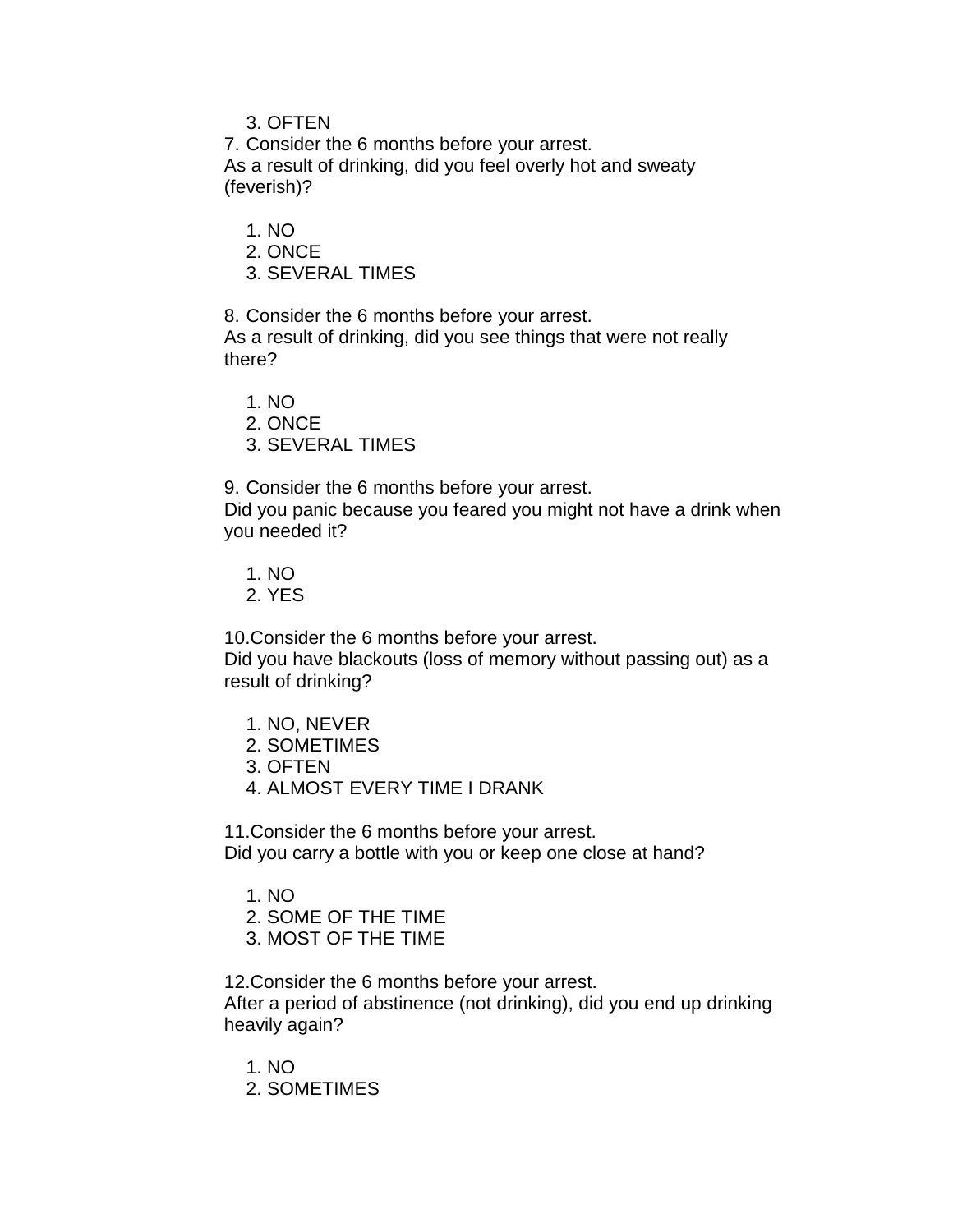3. OFTEN

7. Consider the 6 months before your arrest.
As a result of drinking, did you feel overly hot and sweaty (feverish)?

1. NO
2. ONCE
3. SEVERAL TIMES

8. Consider the 6 months before your arrest.
As a result of drinking, did you see things that were not really there?

1. NO
2. ONCE
3. SEVERAL TIMES

9. Consider the 6 months before your arrest.
Did you panic because you feared you might not have a drink when you needed it?

1. NO
2. YES

10. Consider the 6 months before your arrest.
Did you have blackouts (loss of memory without passing out) as a result of drinking?

1. NO, NEVER
2. SOMETIMES
3. OFTEN
4. ALMOST EVERY TIME I DRANK

11. Consider the 6 months before your arrest.
Did you carry a bottle with you or keep one close at hand?

1. NO
2. SOME OF THE TIME
3. MOST OF THE TIME

12. Consider the 6 months before your arrest.
After a period of abstinence (not drinking), did you end up drinking heavily again?

1. NO
2. SOMETIMES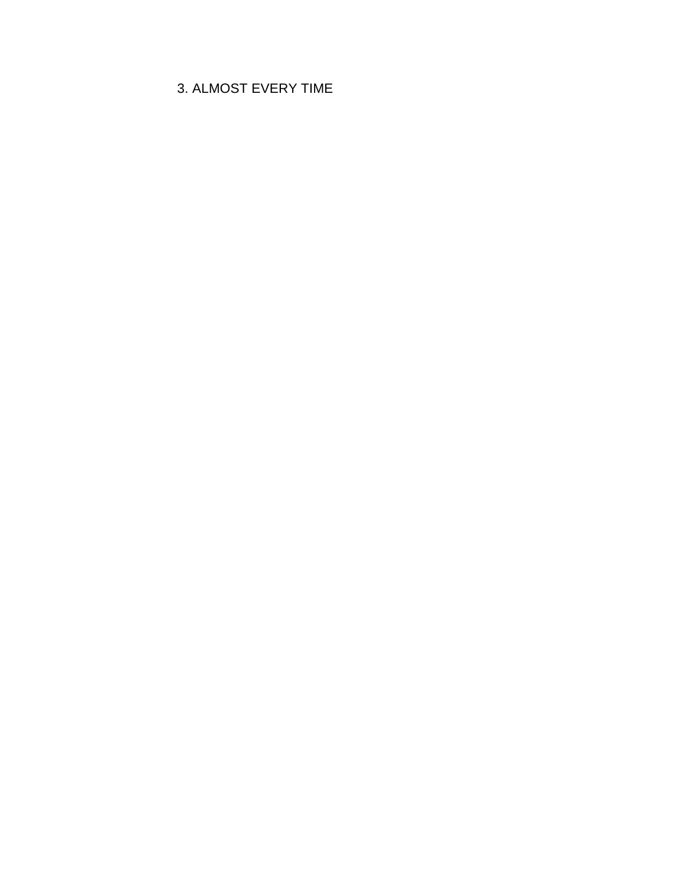3. ALMOST EVERY TIME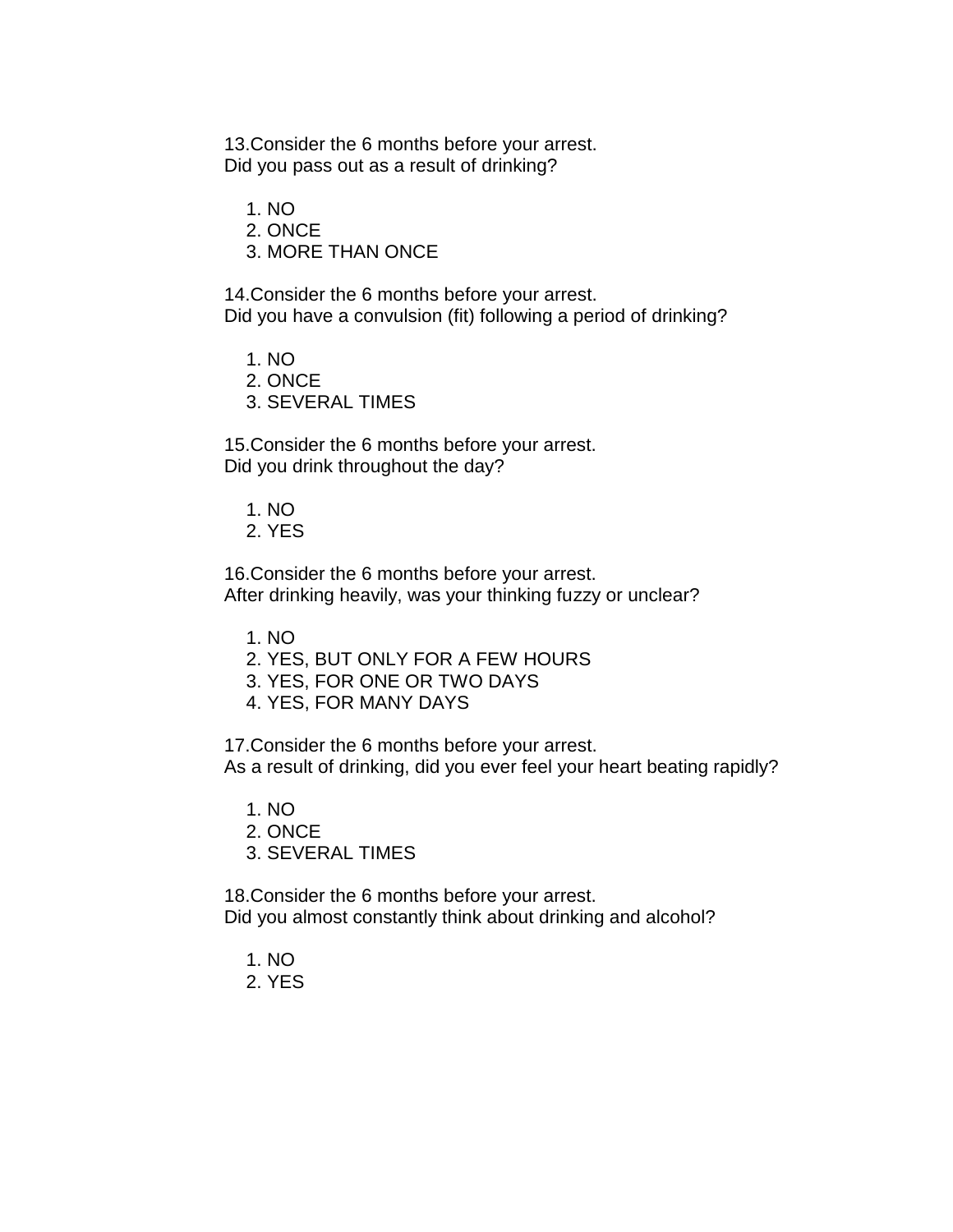13.Consider the 6 months before your arrest.
Did you pass out as a result of drinking?

1. NO
2. ONCE
3. MORE THAN ONCE

14.Consider the 6 months before your arrest.
Did you have a convulsion (fit) following a period of drinking?

1. NO
2. ONCE
3. SEVERAL TIMES

15.Consider the 6 months before your arrest.
Did you drink throughout the day?

1. NO
2. YES

16.Consider the 6 months before your arrest.
After drinking heavily, was your thinking fuzzy or unclear?

1. NO
2. YES, BUT ONLY FOR A FEW HOURS
3. YES, FOR ONE OR TWO DAYS
4. YES, FOR MANY DAYS

17.Consider the 6 months before your arrest.
As a result of drinking, did you ever feel your heart beating rapidly?

1. NO
2. ONCE
3. SEVERAL TIMES

18.Consider the 6 months before your arrest.
Did you almost constantly think about drinking and alcohol?

1. NO
2. YES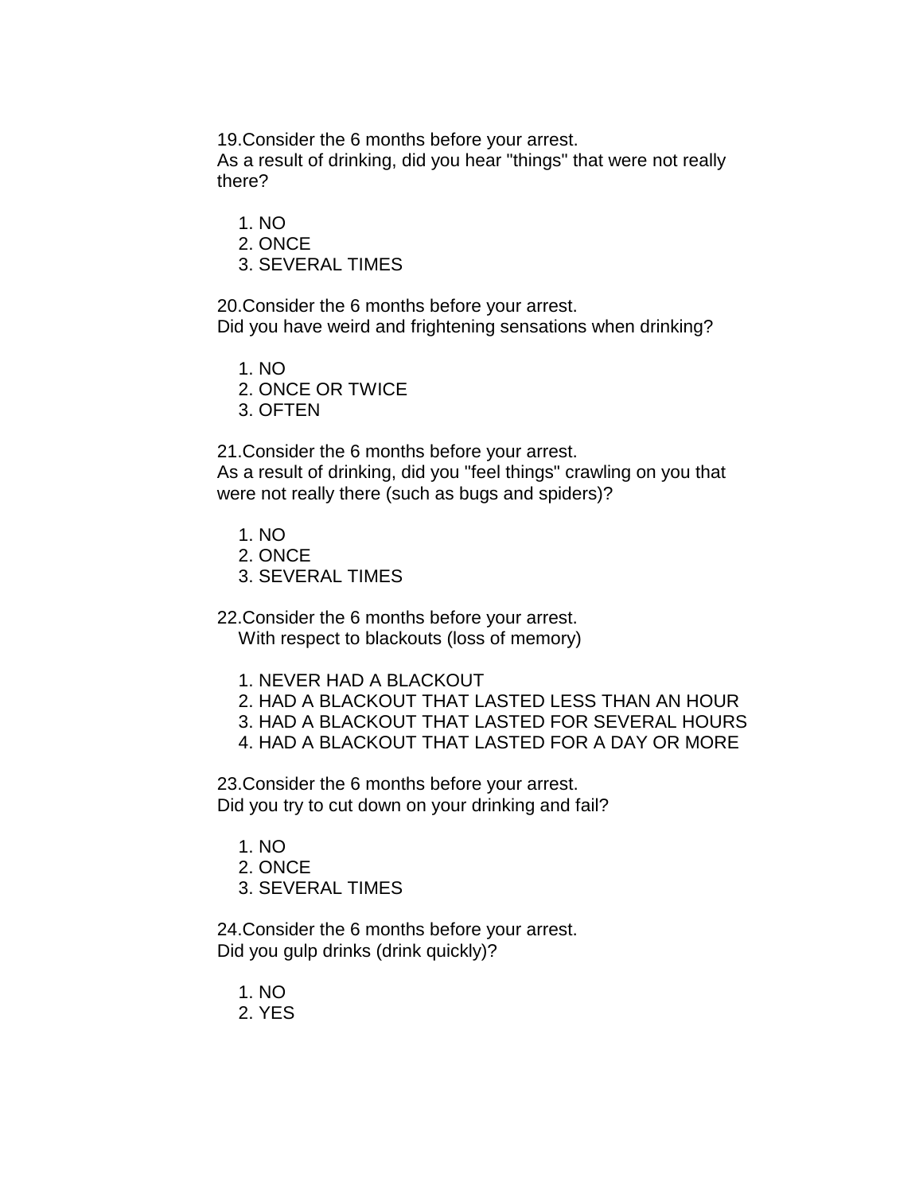19.Consider the 6 months before your arrest.
As a result of drinking, did you hear "things" that were not really there?

1. NO
2. ONCE
3. SEVERAL TIMES

20.Consider the 6 months before your arrest.
Did you have weird and frightening sensations when drinking?

1. NO
2. ONCE OR TWICE
3. OFTEN

21.Consider the 6 months before your arrest.
As a result of drinking, did you "feel things" crawling on you that were not really there (such as bugs and spiders)?

1. NO
2. ONCE
3. SEVERAL TIMES

22.Consider the 6 months before your arrest.
With respect to blackouts (loss of memory)

1. NEVER HAD A BLACKOUT
2. HAD A BLACKOUT THAT LASTED LESS THAN AN HOUR
3. HAD A BLACKOUT THAT LASTED FOR SEVERAL HOURS
4. HAD A BLACKOUT THAT LASTED FOR A DAY OR MORE

23.Consider the 6 months before your arrest.
Did you try to cut down on your drinking and fail?

1. NO
2. ONCE
3. SEVERAL TIMES

24.Consider the 6 months before your arrest.
Did you gulp drinks (drink quickly)?

1. NO
2. YES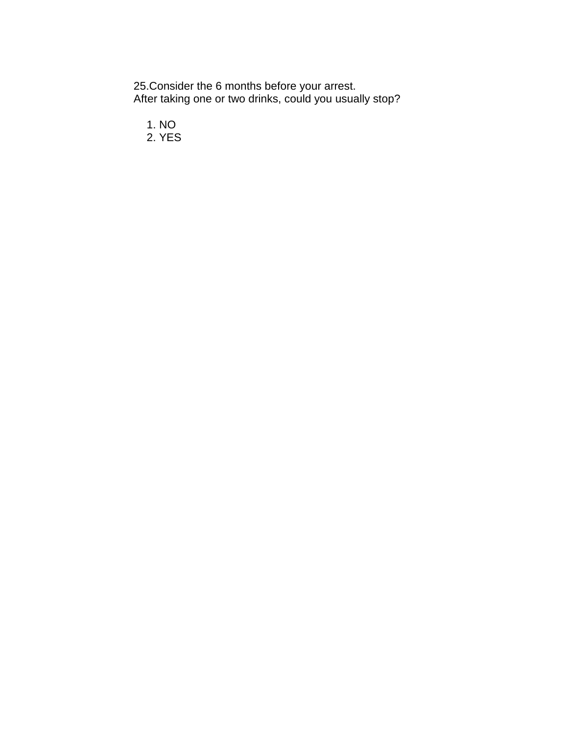25.Consider the 6 months before your arrest.
After taking one or two drinks, could you usually stop?

1. NO
2. YES